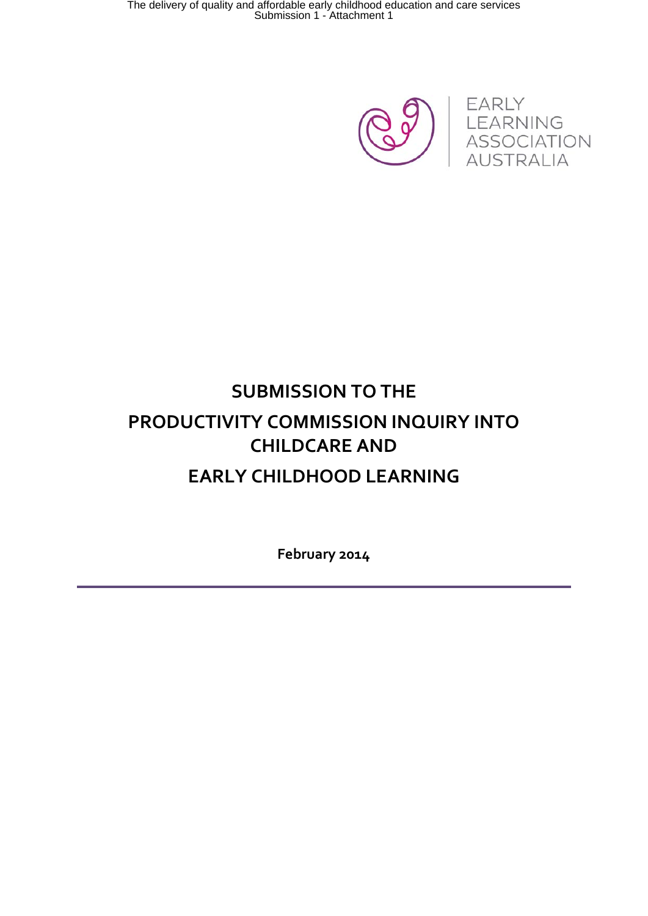EARLY LEARNING ASSOCIATION AUSTRALIA

# SUBMISSION TO THE PRODUCTIVITY COMMISSION INQUIRY INTO CHILDCARE AND EARLY CHILDHOOD LEARNING

**February 2014**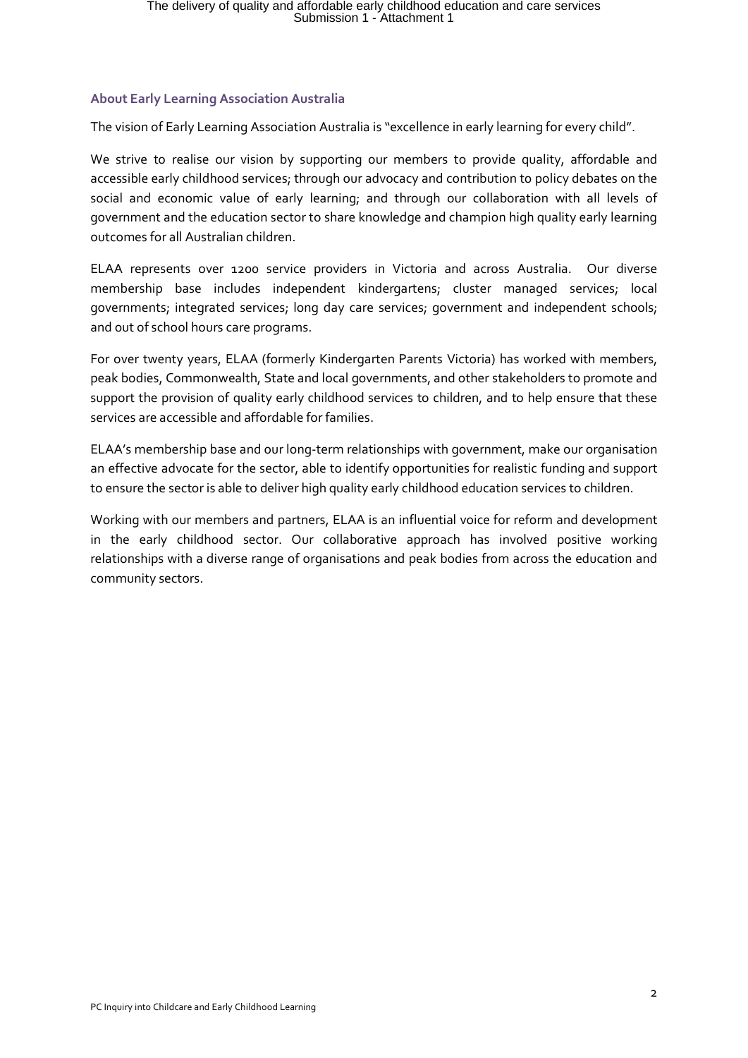## About Early Learning Association Australia

The vision of Early Learning Association Australia is "excellence in early learning for every child".

We strive to realise our vision by supporting our members to provide quality, affordable and accessible early childhood services; through our advocacy and contribution to policy debates on the social and economic value of early learning; and through our collaboration with all levels of government and the education sector to share knowledge and champion high quality early learning outcomes for all Australian children.

ELAA represents over 1200 service providers in Victoria and across Australia. Our diverse membership base includes independent kindergartens; cluster managed services; local governments; integrated services; long day care services; government and independent schools; and out of school hours care programs.

For over twenty years, ELAA (formerly Kindergarten Parents Victoria) has worked with members, peak bodies, Commonwealth, State and local governments, and other stakeholders to promote and support the provision of quality early childhood services to children, and to help ensure that these services are accessible and affordable for families.

ELAA's membership base and our long-term relationships with government, make our organisation an effective advocate for the sector, able to identify opportunities for realistic funding and support to ensure the sector is able to deliver high quality early childhood education services to children.

Working with our members and partners, ELAA is an influential voice for reform and development in the early childhood sector. Our collaborative approach has involved positive working relationships with a diverse range of organisations and peak bodies from across the education and community sectors.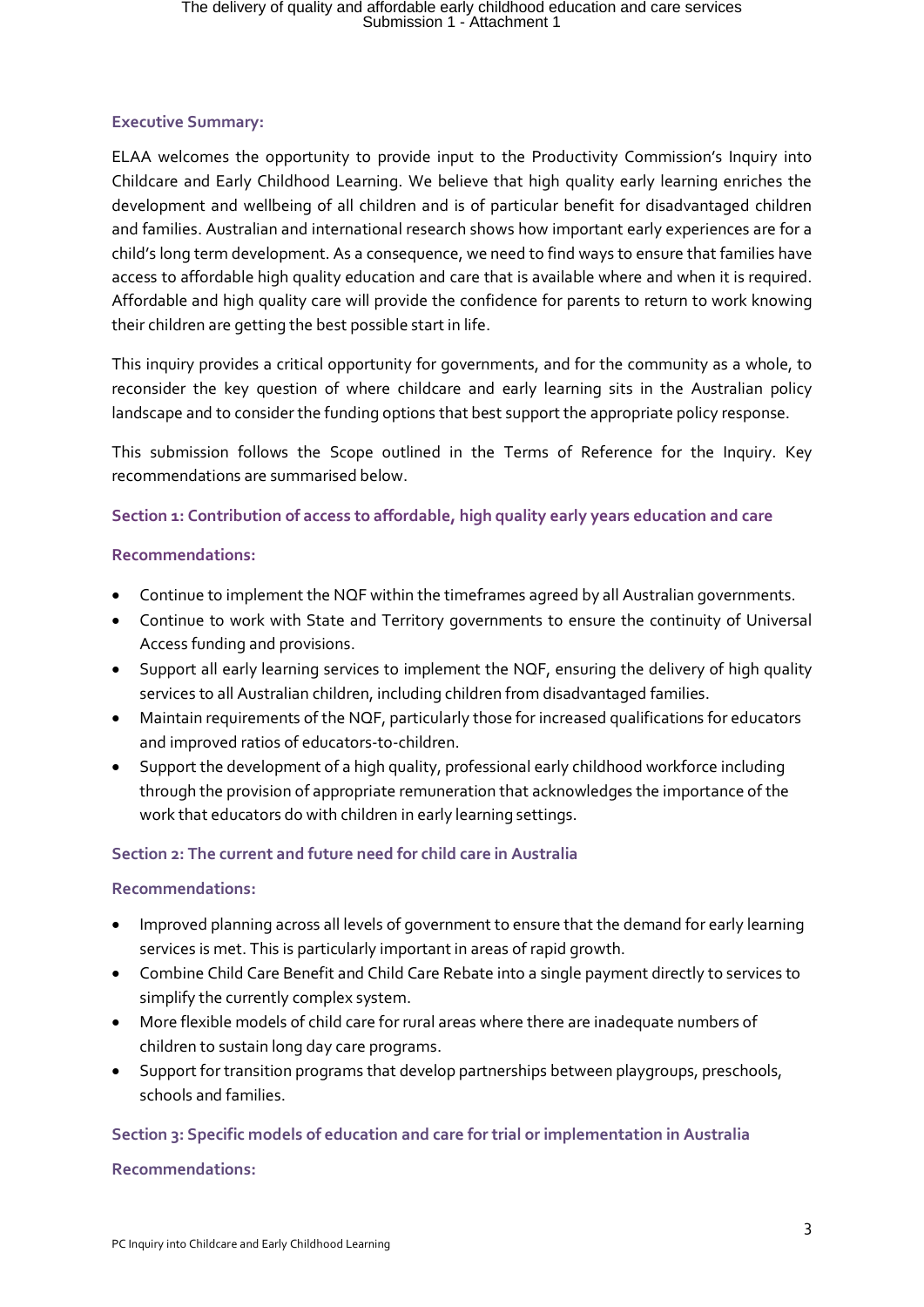## Executive Summary:

ELAA welcomes the opportunity to provide input to the Productivity Commission's Inquiry into Childcare and Early Childhood Learning. We believe that high quality early learning enriches the development and wellbeing of all children and is of particular benefit for disadvantaged children and families. Australian and international research shows how important early experiences are for a child's long term development. As a consequence, we need to find ways to ensure that families have access to affordable high quality education and care that is available where and when it is required. Affordable and high quality care will provide the confidence for parents to return to work knowing their children are getting the best possible start in life.

This inquiry provides a critical opportunity for governments, and for the community as a whole, to reconsider the key question of where childcare and early learning sits in the Australian policy landscape and to consider the funding options that best support the appropriate policy response.

This submission follows the Scope outlined in the Terms of Reference for the Inquiry. Key recommendations are summarised below.

### Section 1: Contribution of access to affordable, high quality early years education and care

#### Recommendations:

- Continue to implement the NQF within the timeframes agreed by all Australian governments.
- Continue to work with State and Territory governments to ensure the continuity of Universal Access funding and provisions.
- Support all early learning services to implement the NQF, ensuring the delivery of high quality services to all Australian children, including children from disadvantaged families.
- Maintain requirements of the NQF, particularly those for increased qualifications for educators and improved ratios of educators-to-children.
- Support the development of a high quality, professional early childhood workforce including through the provision of appropriate remuneration that acknowledges the importance of the work that educators do with children in early learning settings.

### Section 2: The current and future need for child care in Australia

#### Recommendations:

- Improved planning across all levels of government to ensure that the demand for early learning services is met. This is particularly important in areas of rapid growth.
- Combine Child Care Benefit and Child Care Rebate into a single payment directly to services to simplify the currently complex system.
- More flexible models of child care for rural areas where there are inadequate numbers of children to sustain long day care programs.
- Support for transition programs that develop partnerships between playgroups, preschools, schools and families.

### Section 3: Specific models of education and care for trial or implementation in Australia

#### Recommendations: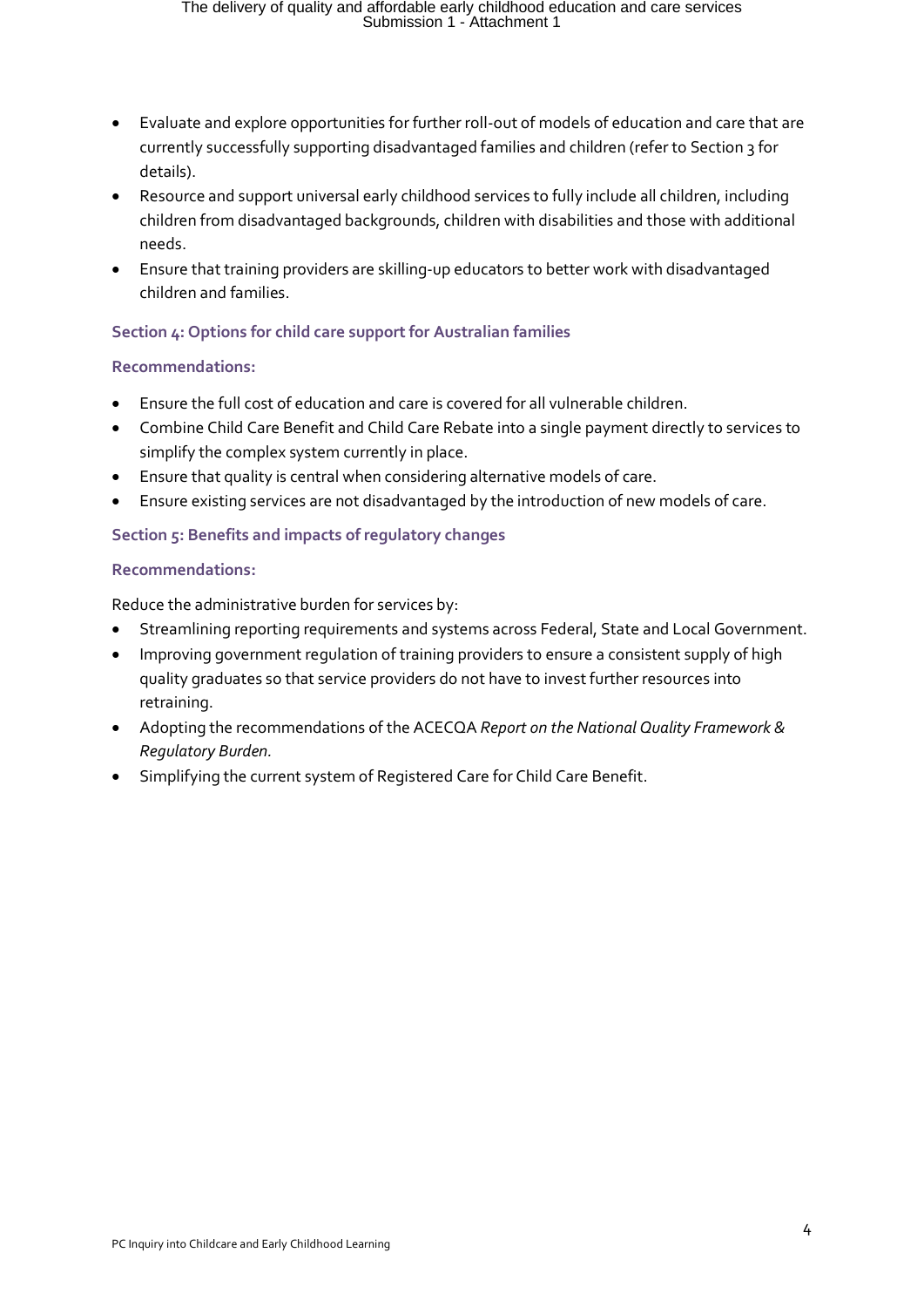- Evaluate and explore opportunities for further roll-out of models of education and care that are currently successfully supporting disadvantaged families and children (refer to Section 3 for details).
- Resource and support universal early childhood services to fully include all children, including children from disadvantaged backgrounds, children with disabilities and those with additional needs.
- Ensure that training providers are skilling-up educators to better work with disadvantaged children and families.

### Section 4: Options for child care support for Australian families

#### Recommendations:

- Ensure the full cost of education and care is covered for all vulnerable children.
- Combine Child Care Benefit and Child Care Rebate into a single payment directly to services to simplify the complex system currently in place.
- Ensure that quality is central when considering alternative models of care.
- Ensure existing services are not disadvantaged by the introduction of new models of care.

### Section 5: Benefits and impacts of regulatory changes

#### Recommendations:

Reduce the administrative burden for services by:

- Streamlining reporting requirements and systems across Federal, State and Local Government.
- Improving government regulation of training providers to ensure a consistent supply of high quality graduates so that service providers do not have to invest further resources into retraining.
- Adopting the recommendations of the ACECQA *Report on the National Quality Framework & Regulatory Burden.*
- Simplifying the current system of Registered Care for Child Care Benefit.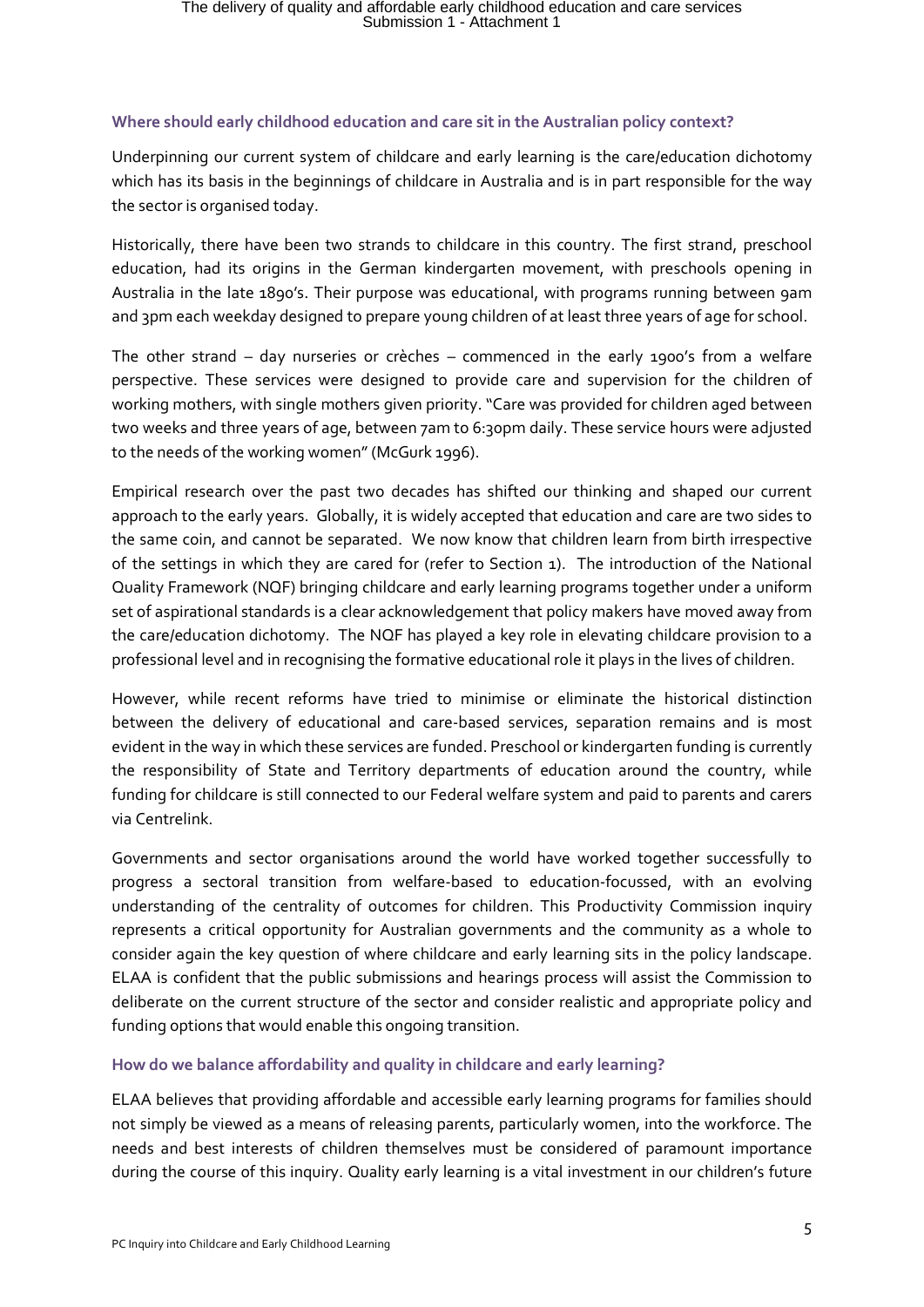### Where should early childhood education and care sit in the Australian policy context?

Underpinning our current system of childcare and early learning is the care/education dichotomy which has its basis in the beginnings of childcare in Australia and is in part responsible for the way the sector is organised today.

Historically, there have been two strands to childcare in this country. The first strand, preschool education, had its origins in the German kindergarten movement, with preschools opening in Australia in the late 1890's. Their purpose was educational, with programs running between 9am and 3pm each weekday designed to prepare young children of at least three years of age for school.

The other strand – day nurseries or crèches – commenced in the early 1900's from a welfare perspective. These services were designed to provide care and supervision for the children of working mothers, with single mothers given priority. "Care was provided for children aged between two weeks and three years of age, between 7am to 6:30pm daily. These service hours were adjusted to the needs of the working women" (McGurk 1996).

Empirical research over the past two decades has shifted our thinking and shaped our current approach to the early years. Globally, it is widely accepted that education and care are two sides to the same coin, and cannot be separated. We now know that children learn from birth irrespective of the settings in which they are cared for (refer to Section 1). The introduction of the National Quality Framework (NQF) bringing childcare and early learning programs together under a uniform set of aspirational standards is a clear acknowledgement that policy makers have moved away from the care/education dichotomy. The NQF has played a key role in elevating childcare provision to a professional level and in recognising the formative educational role it plays in the lives of children.

However, while recent reforms have tried to minimise or eliminate the historical distinction between the delivery of educational and care-based services, separation remains and is most evident in the way in which these services are funded. Preschool or kindergarten funding is currently the responsibility of State and Territory departments of education around the country, while funding for childcare is still connected to our Federal welfare system and paid to parents and carers via Centrelink.

Governments and sector organisations around the world have worked together successfully to progress a sectoral transition from welfare-based to education-focussed, with an evolving understanding of the centrality of outcomes for children. This Productivity Commission inquiry represents a critical opportunity for Australian governments and the community as a whole to consider again the key question of where childcare and early learning sits in the policy landscape. ELAA is confident that the public submissions and hearings process will assist the Commission to deliberate on the current structure of the sector and consider realistic and appropriate policy and funding options that would enable this ongoing transition.

### How do we balance affordability and quality in childcare and early learning?

ELAA believes that providing affordable and accessible early learning programs for families should not simply be viewed as a means of releasing parents, particularly women, into the workforce. The needs and best interests of children themselves must be considered of paramount importance during the course of this inquiry. Quality early learning is a vital investment in our children's future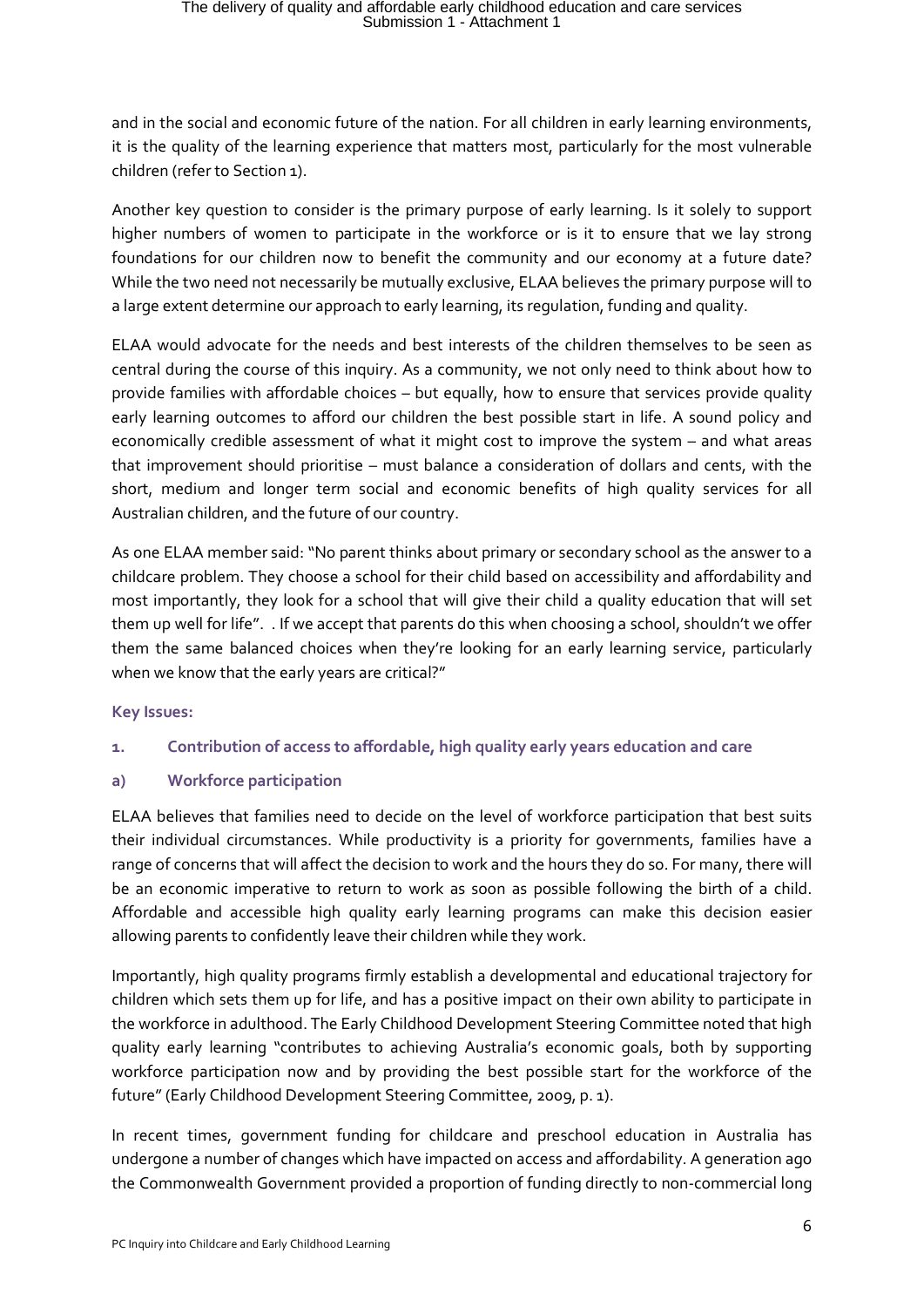and in the social and economic future of the nation. For all children in early learning environments, it is the quality of the learning experience that matters most, particularly for the most vulnerable children (refer to Section 1).

Another key question to consider is the primary purpose of early learning. Is it solely to support higher numbers of women to participate in the workforce or is it to ensure that we lay strong foundations for our children now to benefit the community and our economy at a future date? While the two need not necessarily be mutually exclusive, ELAA believes the primary purpose will to a large extent determine our approach to early learning, its regulation, funding and quality.

ELAA would advocate for the needs and best interests of the children themselves to be seen as central during the course of this inquiry. As a community, we not only need to think about how to provide families with affordable choices – but equally, how to ensure that services provide quality early learning outcomes to afford our children the best possible start in life. A sound policy and economically credible assessment of what it might cost to improve the system – and what areas that improvement should prioritise – must balance a consideration of dollars and cents, with the short, medium and longer term social and economic benefits of high quality services for all Australian children, and the future of our country.

As one ELAA member said: "No parent thinks about primary or secondary school as the answer to a childcare problem. They choose a school for their child based on accessibility and affordability and most importantly, they look for a school that will give their child a quality education that will set them up well for life". . If we accept that parents do this when choosing a school, shouldn't we offer them the same balanced choices when they're looking for an early learning service, particularly when we know that the early years are critical?"

**Key Issues:**

### 1. Contribution of access to affordable, high quality early years education and care

#### a) Workforce participation

ELAA believes that families need to decide on the level of workforce participation that best suits their individual circumstances. While productivity is a priority for governments, families have a range of concerns that will affect the decision to work and the hours they do so. For many, there will be an economic imperative to return to work as soon as possible following the birth of a child. Affordable and accessible high quality early learning programs can make this decision easier allowing parents to confidently leave their children while they work.

Importantly, high quality programs firmly establish a developmental and educational trajectory for children which sets them up for life, and has a positive impact on their own ability to participate in the workforce in adulthood. The Early Childhood Development Steering Committee noted that high quality early learning "contributes to achieving Australia's economic goals, both by supporting workforce participation now and by providing the best possible start for the workforce of the future" (Early Childhood Development Steering Committee, 2009, p. 1).

In recent times, government funding for childcare and preschool education in Australia has undergone a number of changes which have impacted on access and affordability. A generation ago the Commonwealth Government provided a proportion of funding directly to non-commercial long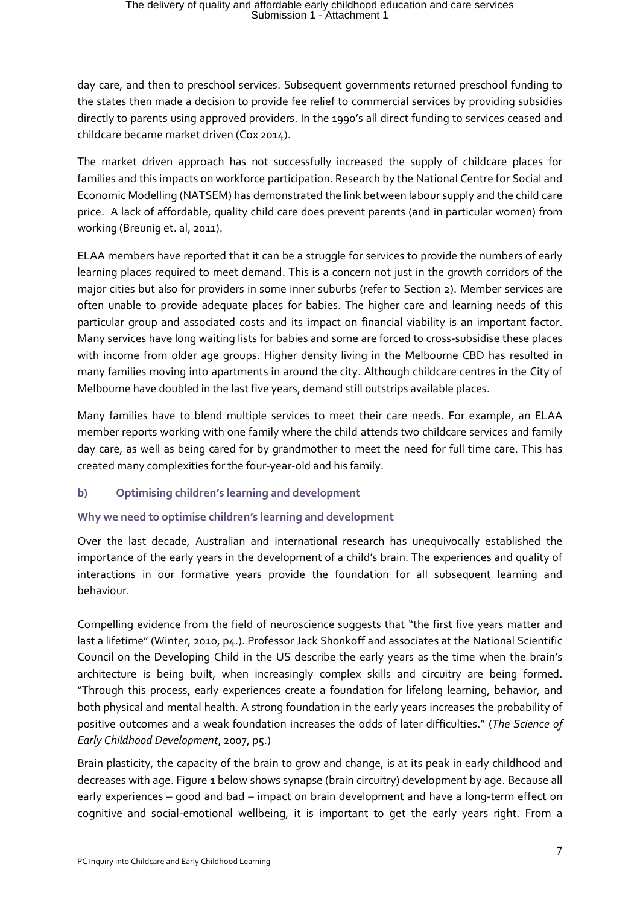day care, and then to preschool services. Subsequent governments returned preschool funding to the states then made a decision to provide fee relief to commercial services by providing subsidies directly to parents using approved providers. In the 1990's all direct funding to services ceased and childcare became market driven (Cox 2014).

The market driven approach has not successfully increased the supply of childcare places for families and this impacts on workforce participation. Research by the National Centre for Social and Economic Modelling (NATSEM) has demonstrated the link between labour supply and the child care price. A lack of affordable, quality child care does prevent parents (and in particular women) from working (Breunig et. al, 2011).

ELAA members have reported that it can be a struggle for services to provide the numbers of early learning places required to meet demand. This is a concern not just in the growth corridors of the major cities but also for providers in some inner suburbs (refer to Section 2). Member services are often unable to provide adequate places for babies. The higher care and learning needs of this particular group and associated costs and its impact on financial viability is an important factor. Many services have long waiting lists for babies and some are forced to cross-subsidise these places with income from older age groups. Higher density living in the Melbourne CBD has resulted in many families moving into apartments in around the city. Although childcare centres in the City of Melbourne have doubled in the last five years, demand still outstrips available places.

Many families have to blend multiple services to meet their care needs. For example, an ELAA member reports working with one family where the child attends two childcare services and family day care, as well as being cared for by grandmother to meet the need for full time care. This has created many complexities for the four-year-old and his family.

### b) Optimising children's learning and development

#### Why we need to optimise children's learning and development

Over the last decade, Australian and international research has unequivocally established the importance of the early years in the development of a child's brain. The experiences and quality of interactions in our formative years provide the foundation for all subsequent learning and behaviour.

Compelling evidence from the field of neuroscience suggests that "the first five years matter and last a lifetime" (Winter, 2010, p4.). Professor Jack Shonkoff and associates at the National Scientific Council on the Developing Child in the US describe the early years as the time when the brain's architecture is being built, when increasingly complex skills and circuitry are being formed. "Through this process, early experiences create a foundation for lifelong learning, behavior, and both physical and mental health. A strong foundation in the early years increases the probability of positive outcomes and a weak foundation increases the odds of later difficulties." (*The Science of Early Childhood Development*, 2007, p5.)

Brain plasticity, the capacity of the brain to grow and change, is at its peak in early childhood and decreases with age. Figure 1 below shows synapse (brain circuitry) development by age. Because all early experiences – good and bad – impact on brain development and have a long-term effect on cognitive and social-emotional wellbeing, it is important to get the early years right. From a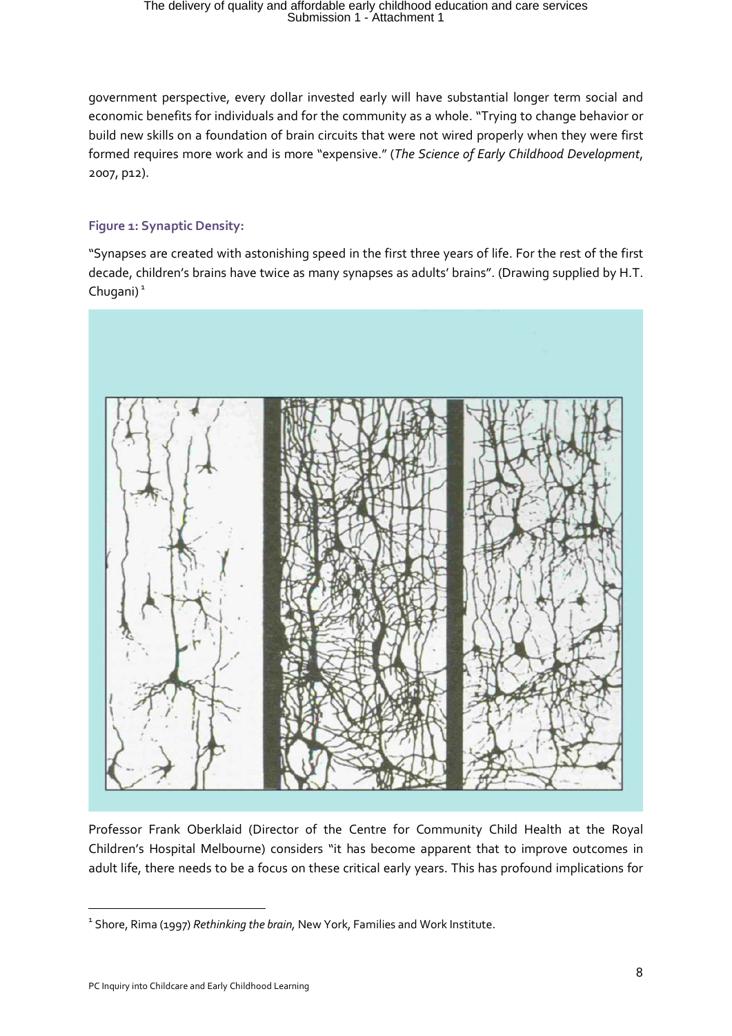government perspective, every dollar invested early will have substantial longer term social and economic benefits for individuals and for the community as a whole. "Trying to change behavior or build new skills on a foundation of brain circuits that were not wired properly when they were first formed requires more work and is more "expensive." (*The Science of Early Childhood Development*, 2007, p12).

### Figure 1: Synaptic Density:

"Synapses are created with astonishing speed in the first three years of life. For the rest of the first decade, children's brains have twice as many synapses as adults' brains". (Drawing supplied by H.T. Chugani) [1]

Professor Frank Oberklaid (Director of the Centre for Community Child Health at the Royal Children's Hospital Melbourne) considers "it has become apparent that to improve outcomes in adult life, there needs to be a focus on these critical early years. This has profound implications for

---

[1] Shore, Rima (1997) *Rethinking the brain,* New York, Families and Work Institute.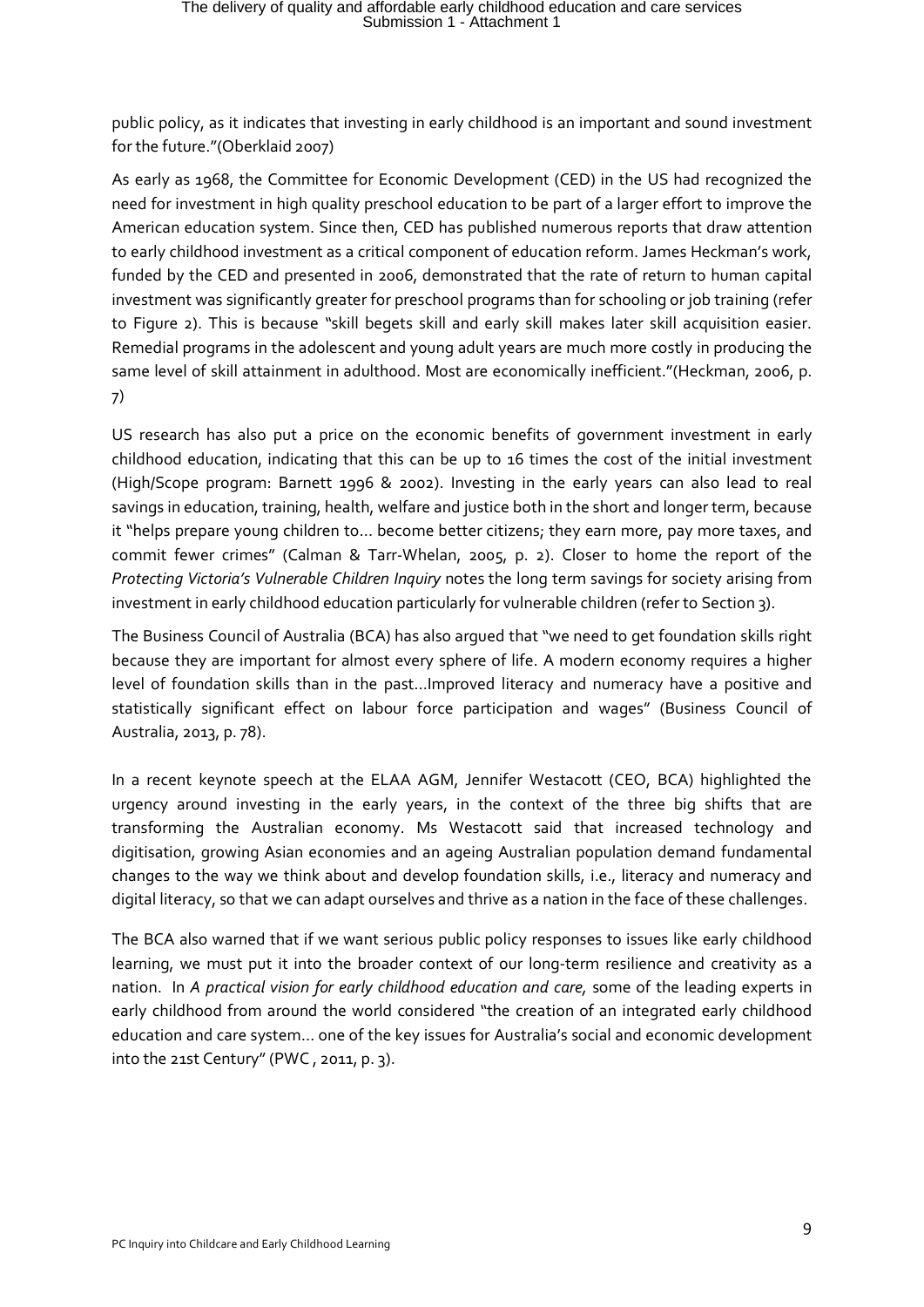public policy, as it indicates that investing in early childhood is an important and sound investment for the future."(Oberklaid 2007)

As early as 1968, the Committee for Economic Development (CED) in the US had recognized the need for investment in high quality preschool education to be part of a larger effort to improve the American education system. Since then, CED has published numerous reports that draw attention to early childhood investment as a critical component of education reform. James Heckman's work, funded by the CED and presented in 2006, demonstrated that the rate of return to human capital investment was significantly greater for preschool programs than for schooling or job training (refer to Figure 2). This is because "skill begets skill and early skill makes later skill acquisition easier. Remedial programs in the adolescent and young adult years are much more costly in producing the same level of skill attainment in adulthood. Most are economically inefficient."(Heckman, 2006, p. 7)

US research has also put a price on the economic benefits of government investment in early childhood education, indicating that this can be up to 16 times the cost of the initial investment (High/Scope program: Barnett 1996 & 2002). Investing in the early years can also lead to real savings in education, training, health, welfare and justice both in the short and longer term, because it "helps prepare young children to… become better citizens; they earn more, pay more taxes, and commit fewer crimes" (Calman & Tarr-Whelan, 2005, p. 2). Closer to home the report of the *Protecting Victoria's Vulnerable Children Inquiry* notes the long term savings for society arising from investment in early childhood education particularly for vulnerable children (refer to Section 3).

The Business Council of Australia (BCA) has also argued that "we need to get foundation skills right because they are important for almost every sphere of life. A modern economy requires a higher level of foundation skills than in the past…Improved literacy and numeracy have a positive and statistically significant effect on labour force participation and wages" (Business Council of Australia, 2013, p. 78).

In a recent keynote speech at the ELAA AGM, Jennifer Westacott (CEO, BCA) highlighted the urgency around investing in the early years, in the context of the three big shifts that are transforming the Australian economy. Ms Westacott said that increased technology and digitisation, growing Asian economies and an ageing Australian population demand fundamental changes to the way we think about and develop foundation skills, i.e., literacy and numeracy and digital literacy, so that we can adapt ourselves and thrive as a nation in the face of these challenges.

The BCA also warned that if we want serious public policy responses to issues like early childhood learning, we must put it into the broader context of our long-term resilience and creativity as a nation. In *A practical vision for early childhood education and care,* some of the leading experts in early childhood from around the world considered "the creation of an integrated early childhood education and care system… one of the key issues for Australia's social and economic development into the 21st Century" (PWC , 2011, p. 3).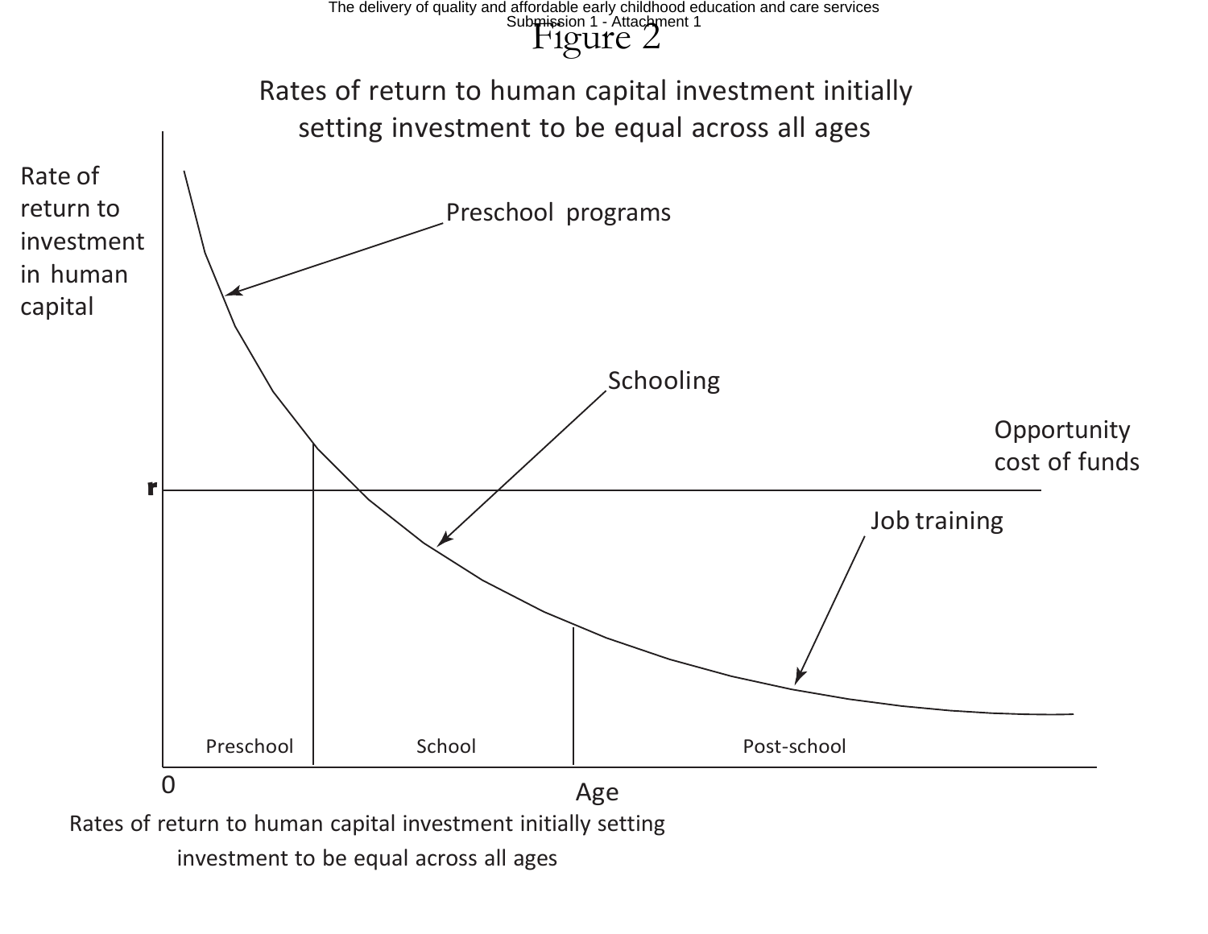# Figure 2

Rates of return to human capital investment initially setting investment to be equal across all ages

Rate of return to investment in human capital

Preschool programs

Schooling

Opportunity cost of funds

r

Job training

Preschool

School

Post-school

0

Age

Rates of return to human capital investment initially setting investment to be equal across all ages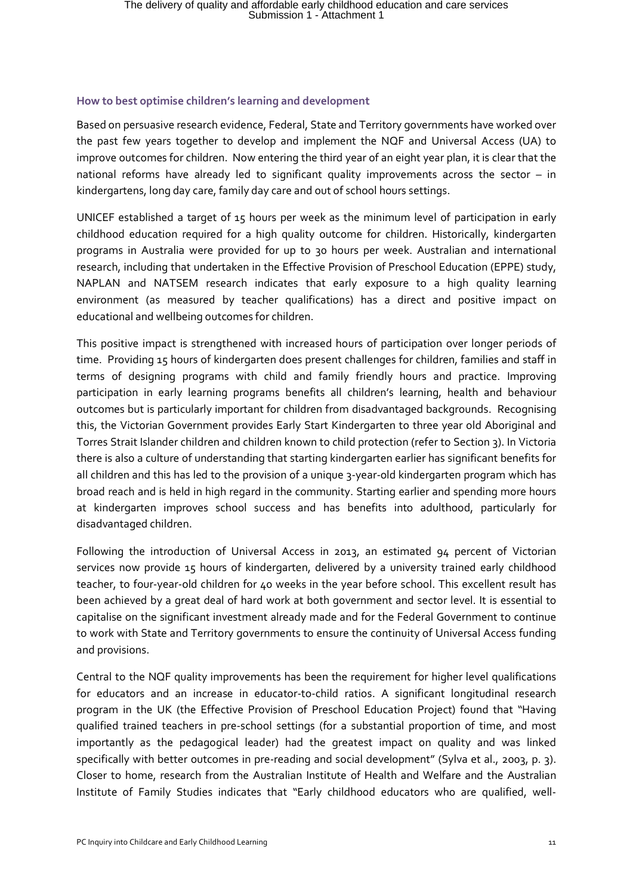### How to best optimise children's learning and development

Based on persuasive research evidence, Federal, State and Territory governments have worked over the past few years together to develop and implement the NQF and Universal Access (UA) to improve outcomes for children. Now entering the third year of an eight year plan, it is clear that the national reforms have already led to significant quality improvements across the sector – in kindergartens, long day care, family day care and out of school hours settings.

UNICEF established a target of 15 hours per week as the minimum level of participation in early childhood education required for a high quality outcome for children. Historically, kindergarten programs in Australia were provided for up to 30 hours per week. Australian and international research, including that undertaken in the Effective Provision of Preschool Education (EPPE) study, NAPLAN and NATSEM research indicates that early exposure to a high quality learning environment (as measured by teacher qualifications) has a direct and positive impact on educational and wellbeing outcomes for children.

This positive impact is strengthened with increased hours of participation over longer periods of time. Providing 15 hours of kindergarten does present challenges for children, families and staff in terms of designing programs with child and family friendly hours and practice. Improving participation in early learning programs benefits all children's learning, health and behaviour outcomes but is particularly important for children from disadvantaged backgrounds. Recognising this, the Victorian Government provides Early Start Kindergarten to three year old Aboriginal and Torres Strait Islander children and children known to child protection (refer to Section 3). In Victoria there is also a culture of understanding that starting kindergarten earlier has significant benefits for all children and this has led to the provision of a unique 3-year-old kindergarten program which has broad reach and is held in high regard in the community. Starting earlier and spending more hours at kindergarten improves school success and has benefits into adulthood, particularly for disadvantaged children.

Following the introduction of Universal Access in 2013, an estimated 94 percent of Victorian services now provide 15 hours of kindergarten, delivered by a university trained early childhood teacher, to four-year-old children for 40 weeks in the year before school. This excellent result has been achieved by a great deal of hard work at both government and sector level. It is essential to capitalise on the significant investment already made and for the Federal Government to continue to work with State and Territory governments to ensure the continuity of Universal Access funding and provisions.

Central to the NQF quality improvements has been the requirement for higher level qualifications for educators and an increase in educator-to-child ratios. A significant longitudinal research program in the UK (the Effective Provision of Preschool Education Project) found that "Having qualified trained teachers in pre-school settings (for a substantial proportion of time, and most importantly as the pedagogical leader) had the greatest impact on quality and was linked specifically with better outcomes in pre-reading and social development" (Sylva et al., 2003, p. 3). Closer to home, research from the Australian Institute of Health and Welfare and the Australian Institute of Family Studies indicates that "Early childhood educators who are qualified, well-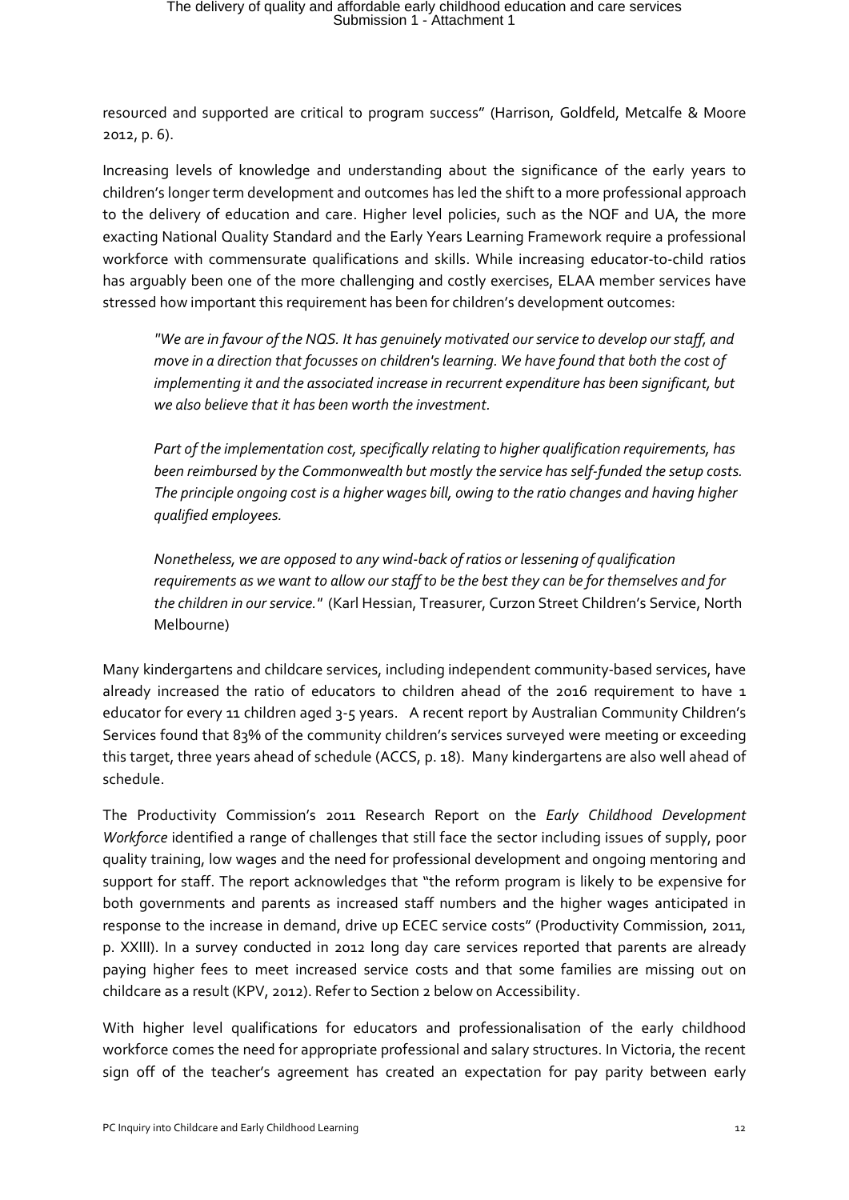resourced and supported are critical to program success" (Harrison, Goldfeld, Metcalfe & Moore 2012, p. 6).

Increasing levels of knowledge and understanding about the significance of the early years to children's longer term development and outcomes has led the shift to a more professional approach to the delivery of education and care. Higher level policies, such as the NQF and UA, the more exacting National Quality Standard and the Early Years Learning Framework require a professional workforce with commensurate qualifications and skills. While increasing educator-to-child ratios has arguably been one of the more challenging and costly exercises, ELAA member services have stressed how important this requirement has been for children's development outcomes:

> *"We are in favour of the NQS. It has genuinely motivated our service to develop our staff, and move in a direction that focusses on children's learning. We have found that both the cost of implementing it and the associated increase in recurrent expenditure has been significant, but we also believe that it has been worth the investment.*
>
> *Part of the implementation cost, specifically relating to higher qualification requirements, has been reimbursed by the Commonwealth but mostly the service has self-funded the setup costs. The principle ongoing cost is a higher wages bill, owing to the ratio changes and having higher qualified employees.*
>
> *Nonetheless, we are opposed to any wind-back of ratios or lessening of qualification requirements as we want to allow our staff to be the best they can be for themselves and for the children in our service."* (Karl Hessian, Treasurer, Curzon Street Children's Service, North Melbourne)

Many kindergartens and childcare services, including independent community-based services, have already increased the ratio of educators to children ahead of the 2016 requirement to have 1 educator for every 11 children aged 3-5 years. A recent report by Australian Community Children's Services found that 83% of the community children's services surveyed were meeting or exceeding this target, three years ahead of schedule (ACCS, p. 18). Many kindergartens are also well ahead of schedule.

The Productivity Commission's 2011 Research Report on the *Early Childhood Development Workforce* identified a range of challenges that still face the sector including issues of supply, poor quality training, low wages and the need for professional development and ongoing mentoring and support for staff. The report acknowledges that "the reform program is likely to be expensive for both governments and parents as increased staff numbers and the higher wages anticipated in response to the increase in demand, drive up ECEC service costs" (Productivity Commission, 2011, p. XXIII). In a survey conducted in 2012 long day care services reported that parents are already paying higher fees to meet increased service costs and that some families are missing out on childcare as a result (KPV, 2012). Refer to Section 2 below on Accessibility.

With higher level qualifications for educators and professionalisation of the early childhood workforce comes the need for appropriate professional and salary structures. In Victoria, the recent sign off of the teacher's agreement has created an expectation for pay parity between early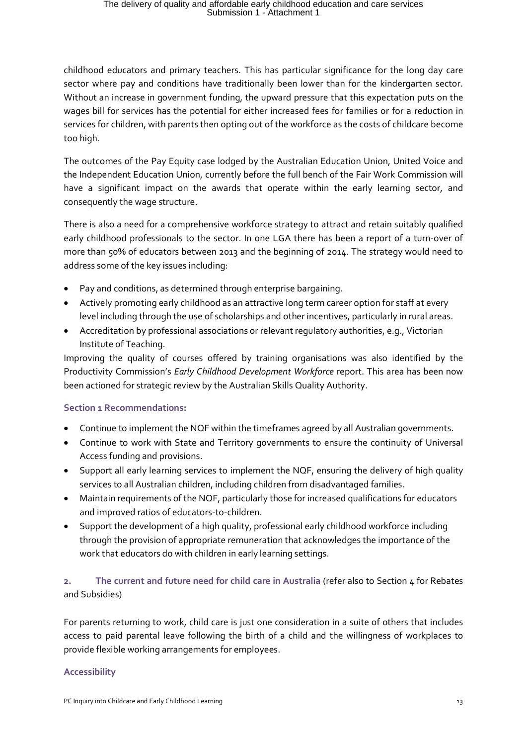childhood educators and primary teachers. This has particular significance for the long day care sector where pay and conditions have traditionally been lower than for the kindergarten sector. Without an increase in government funding, the upward pressure that this expectation puts on the wages bill for services has the potential for either increased fees for families or for a reduction in services for children, with parents then opting out of the workforce as the costs of childcare become too high.

The outcomes of the Pay Equity case lodged by the Australian Education Union, United Voice and the Independent Education Union, currently before the full bench of the Fair Work Commission will have a significant impact on the awards that operate within the early learning sector, and consequently the wage structure.

There is also a need for a comprehensive workforce strategy to attract and retain suitably qualified early childhood professionals to the sector. In one LGA there has been a report of a turn-over of more than 50% of educators between 2013 and the beginning of 2014. The strategy would need to address some of the key issues including:

- Pay and conditions, as determined through enterprise bargaining.
- Actively promoting early childhood as an attractive long term career option for staff at every level including through the use of scholarships and other incentives, particularly in rural areas.
- Accreditation by professional associations or relevant regulatory authorities, e.g., Victorian Institute of Teaching.

Improving the quality of courses offered by training organisations was also identified by the Productivity Commission's *Early Childhood Development Workforce* report. This area has been now been actioned for strategic review by the Australian Skills Quality Authority.

### Section 1 Recommendations:

- Continue to implement the NQF within the timeframes agreed by all Australian governments.
- Continue to work with State and Territory governments to ensure the continuity of Universal Access funding and provisions.
- Support all early learning services to implement the NQF, ensuring the delivery of high quality services to all Australian children, including children from disadvantaged families.
- Maintain requirements of the NQF, particularly those for increased qualifications for educators and improved ratios of educators-to-children.
- Support the development of a high quality, professional early childhood workforce including through the provision of appropriate remuneration that acknowledges the importance of the work that educators do with children in early learning settings.

## 2. The current and future need for child care in Australia (refer also to Section 4 for Rebates and Subsidies)

For parents returning to work, child care is just one consideration in a suite of others that includes access to paid parental leave following the birth of a child and the willingness of workplaces to provide flexible working arrangements for employees.

### Accessibility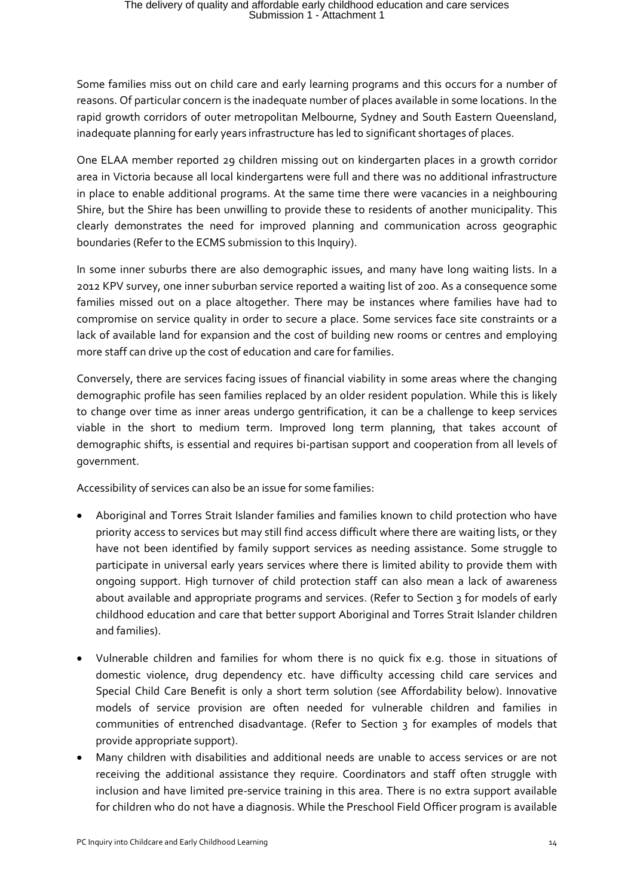Some families miss out on child care and early learning programs and this occurs for a number of reasons. Of particular concern is the inadequate number of places available in some locations. In the rapid growth corridors of outer metropolitan Melbourne, Sydney and South Eastern Queensland, inadequate planning for early years infrastructure has led to significant shortages of places.

One ELAA member reported 29 children missing out on kindergarten places in a growth corridor area in Victoria because all local kindergartens were full and there was no additional infrastructure in place to enable additional programs. At the same time there were vacancies in a neighbouring Shire, but the Shire has been unwilling to provide these to residents of another municipality. This clearly demonstrates the need for improved planning and communication across geographic boundaries (Refer to the ECMS submission to this Inquiry).

In some inner suburbs there are also demographic issues, and many have long waiting lists. In a 2012 KPV survey, one inner suburban service reported a waiting list of 200. As a consequence some families missed out on a place altogether. There may be instances where families have had to compromise on service quality in order to secure a place. Some services face site constraints or a lack of available land for expansion and the cost of building new rooms or centres and employing more staff can drive up the cost of education and care for families.

Conversely, there are services facing issues of financial viability in some areas where the changing demographic profile has seen families replaced by an older resident population. While this is likely to change over time as inner areas undergo gentrification, it can be a challenge to keep services viable in the short to medium term. Improved long term planning, that takes account of demographic shifts, is essential and requires bi-partisan support and cooperation from all levels of government.

Accessibility of services can also be an issue for some families:

- Aboriginal and Torres Strait Islander families and families known to child protection who have priority access to services but may still find access difficult where there are waiting lists, or they have not been identified by family support services as needing assistance. Some struggle to participate in universal early years services where there is limited ability to provide them with ongoing support. High turnover of child protection staff can also mean a lack of awareness about available and appropriate programs and services. (Refer to Section 3 for models of early childhood education and care that better support Aboriginal and Torres Strait Islander children and families).
- Vulnerable children and families for whom there is no quick fix e.g. those in situations of domestic violence, drug dependency etc. have difficulty accessing child care services and Special Child Care Benefit is only a short term solution (see Affordability below). Innovative models of service provision are often needed for vulnerable children and families in communities of entrenched disadvantage. (Refer to Section 3 for examples of models that provide appropriate support).
- Many children with disabilities and additional needs are unable to access services or are not receiving the additional assistance they require. Coordinators and staff often struggle with inclusion and have limited pre-service training in this area. There is no extra support available for children who do not have a diagnosis. While the Preschool Field Officer program is available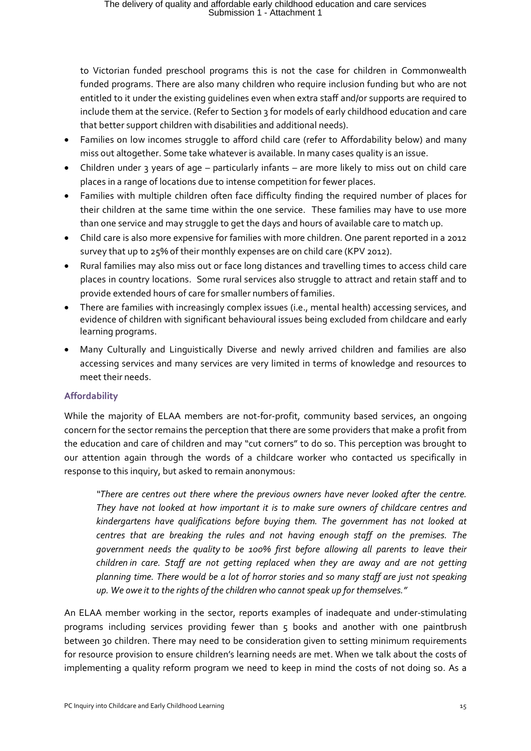to Victorian funded preschool programs this is not the case for children in Commonwealth funded programs. There are also many children who require inclusion funding but who are not entitled to it under the existing guidelines even when extra staff and/or supports are required to include them at the service. (Refer to Section 3 for models of early childhood education and care that better support children with disabilities and additional needs).

- Families on low incomes struggle to afford child care (refer to Affordability below) and many miss out altogether. Some take whatever is available. In many cases quality is an issue.
- Children under 3 years of age – particularly infants – are more likely to miss out on child care places in a range of locations due to intense competition for fewer places.
- Families with multiple children often face difficulty finding the required number of places for their children at the same time within the one service. These families may have to use more than one service and may struggle to get the days and hours of available care to match up.
- Child care is also more expensive for families with more children. One parent reported in a 2012 survey that up to 25% of their monthly expenses are on child care (KPV 2012).
- Rural families may also miss out or face long distances and travelling times to access child care places in country locations. Some rural services also struggle to attract and retain staff and to provide extended hours of care for smaller numbers of families.
- There are families with increasingly complex issues (i.e., mental health) accessing services, and evidence of children with significant behavioural issues being excluded from childcare and early learning programs.
- Many Culturally and Linguistically Diverse and newly arrived children and families are also accessing services and many services are very limited in terms of knowledge and resources to meet their needs.

### Affordability

While the majority of ELAA members are not-for-profit, community based services, an ongoing concern for the sector remains the perception that there are some providers that make a profit from the education and care of children and may "cut corners" to do so. This perception was brought to our attention again through the words of a childcare worker who contacted us specifically in response to this inquiry, but asked to remain anonymous:

> *"There are centres out there where the previous owners have never looked after the centre. They have not looked at how important it is to make sure owners of childcare centres and kindergartens have qualifications before buying them. The government has not looked at centres that are breaking the rules and not having enough staff on the premises. The government needs the quality to be 100% first before allowing all parents to leave their children in care. Staff are not getting replaced when they are away and are not getting planning time. There would be a lot of horror stories and so many staff are just not speaking up. We owe it to the rights of the children who cannot speak up for themselves."*

An ELAA member working in the sector, reports examples of inadequate and under-stimulating programs including services providing fewer than 5 books and another with one paintbrush between 30 children. There may need to be consideration given to setting minimum requirements for resource provision to ensure children's learning needs are met. When we talk about the costs of implementing a quality reform program we need to keep in mind the costs of not doing so. As a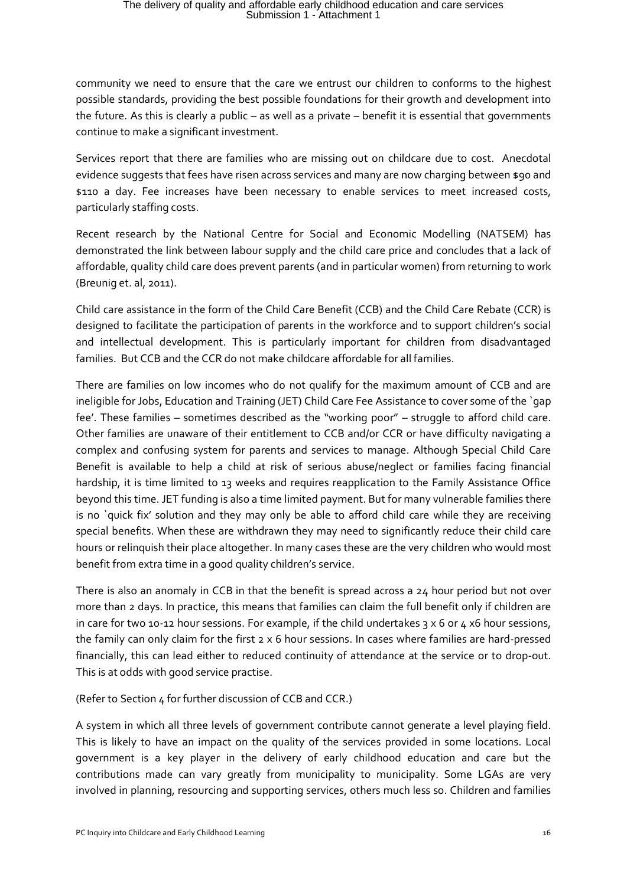community we need to ensure that the care we entrust our children to conforms to the highest possible standards, providing the best possible foundations for their growth and development into the future. As this is clearly a public – as well as a private – benefit it is essential that governments continue to make a significant investment.

Services report that there are families who are missing out on childcare due to cost. Anecdotal evidence suggests that fees have risen across services and many are now charging between $90 and $110 a day. Fee increases have been necessary to enable services to meet increased costs, particularly staffing costs.

Recent research by the National Centre for Social and Economic Modelling (NATSEM) has demonstrated the link between labour supply and the child care price and concludes that a lack of affordable, quality child care does prevent parents (and in particular women) from returning to work (Breunig et. al, 2011).

Child care assistance in the form of the Child Care Benefit (CCB) and the Child Care Rebate (CCR) is designed to facilitate the participation of parents in the workforce and to support children's social and intellectual development. This is particularly important for children from disadvantaged families. But CCB and the CCR do not make childcare affordable for all families.

There are families on low incomes who do not qualify for the maximum amount of CCB and are ineligible for Jobs, Education and Training (JET) Child Care Fee Assistance to cover some of the `gap fee'. These families – sometimes described as the "working poor" – struggle to afford child care. Other families are unaware of their entitlement to CCB and/or CCR or have difficulty navigating a complex and confusing system for parents and services to manage. Although Special Child Care Benefit is available to help a child at risk of serious abuse/neglect or families facing financial hardship, it is time limited to 13 weeks and requires reapplication to the Family Assistance Office beyond this time. JET funding is also a time limited payment. But for many vulnerable families there is no `quick fix' solution and they may only be able to afford child care while they are receiving special benefits. When these are withdrawn they may need to significantly reduce their child care hours or relinquish their place altogether. In many cases these are the very children who would most benefit from extra time in a good quality children's service.

There is also an anomaly in CCB in that the benefit is spread across a 24 hour period but not over more than 2 days. In practice, this means that families can claim the full benefit only if children are in care for two 10-12 hour sessions. For example, if the child undertakes 3 x 6 or 4 x6 hour sessions, the family can only claim for the first 2 x 6 hour sessions. In cases where families are hard-pressed financially, this can lead either to reduced continuity of attendance at the service or to drop-out. This is at odds with good service practise.

(Refer to Section 4 for further discussion of CCB and CCR.)

A system in which all three levels of government contribute cannot generate a level playing field. This is likely to have an impact on the quality of the services provided in some locations. Local government is a key player in the delivery of early childhood education and care but the contributions made can vary greatly from municipality to municipality. Some LGAs are very involved in planning, resourcing and supporting services, others much less so. Children and families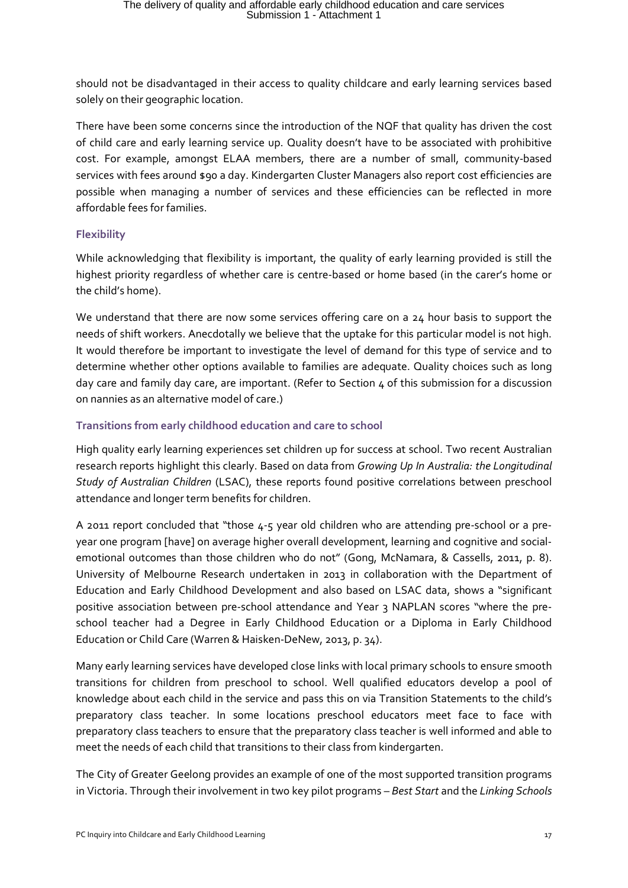should not be disadvantaged in their access to quality childcare and early learning services based solely on their geographic location.

There have been some concerns since the introduction of the NQF that quality has driven the cost of child care and early learning service up. Quality doesn't have to be associated with prohibitive cost. For example, amongst ELAA members, there are a number of small, community-based services with fees around $90 a day. Kindergarten Cluster Managers also report cost efficiencies are possible when managing a number of services and these efficiencies can be reflected in more affordable fees for families.

### Flexibility

While acknowledging that flexibility is important, the quality of early learning provided is still the highest priority regardless of whether care is centre-based or home based (in the carer's home or the child's home).

We understand that there are now some services offering care on a 24 hour basis to support the needs of shift workers. Anecdotally we believe that the uptake for this particular model is not high. It would therefore be important to investigate the level of demand for this type of service and to determine whether other options available to families are adequate. Quality choices such as long day care and family day care, are important. (Refer to Section 4 of this submission for a discussion on nannies as an alternative model of care.)

### Transitions from early childhood education and care to school

High quality early learning experiences set children up for success at school. Two recent Australian research reports highlight this clearly. Based on data from *Growing Up In Australia: the Longitudinal Study of Australian Children* (LSAC), these reports found positive correlations between preschool attendance and longer term benefits for children.

A 2011 report concluded that "those 4-5 year old children who are attending pre-school or a pre-year one program [have] on average higher overall development, learning and cognitive and social-emotional outcomes than those children who do not" (Gong, McNamara, & Cassells, 2011, p. 8). University of Melbourne Research undertaken in 2013 in collaboration with the Department of Education and Early Childhood Development and also based on LSAC data, shows a "significant positive association between pre-school attendance and Year 3 NAPLAN scores "where the pre-school teacher had a Degree in Early Childhood Education or a Diploma in Early Childhood Education or Child Care (Warren & Haisken-DeNew, 2013, p. 34).

Many early learning services have developed close links with local primary schools to ensure smooth transitions for children from preschool to school. Well qualified educators develop a pool of knowledge about each child in the service and pass this on via Transition Statements to the child's preparatory class teacher. In some locations preschool educators meet face to face with preparatory class teachers to ensure that the preparatory class teacher is well informed and able to meet the needs of each child that transitions to their class from kindergarten.

The City of Greater Geelong provides an example of one of the most supported transition programs in Victoria. Through their involvement in two key pilot programs – *Best Start* and the *Linking Schools*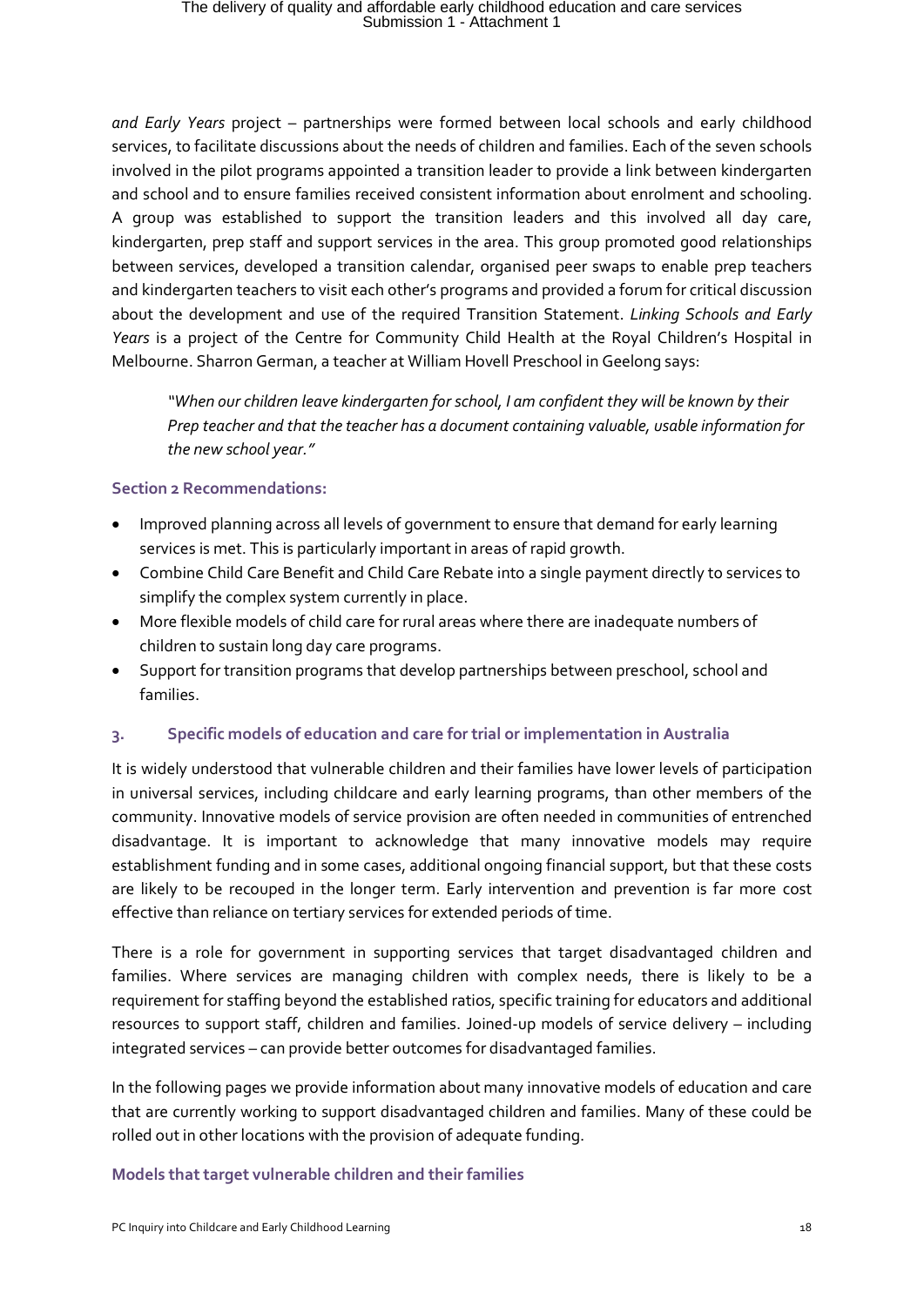*and Early Years* project – partnerships were formed between local schools and early childhood services, to facilitate discussions about the needs of children and families. Each of the seven schools involved in the pilot programs appointed a transition leader to provide a link between kindergarten and school and to ensure families received consistent information about enrolment and schooling. A group was established to support the transition leaders and this involved all day care, kindergarten, prep staff and support services in the area. This group promoted good relationships between services, developed a transition calendar, organised peer swaps to enable prep teachers and kindergarten teachers to visit each other's programs and provided a forum for critical discussion about the development and use of the required Transition Statement. *Linking Schools and Early Years* is a project of the Centre for Community Child Health at the Royal Children's Hospital in Melbourne. Sharron German, a teacher at William Hovell Preschool in Geelong says:

> *"When our children leave kindergarten for school, I am confident they will be known by their Prep teacher and that the teacher has a document containing valuable, usable information for the new school year."*

**Section 2 Recommendations:**

- Improved planning across all levels of government to ensure that demand for early learning services is met. This is particularly important in areas of rapid growth.
- Combine Child Care Benefit and Child Care Rebate into a single payment directly to services to simplify the complex system currently in place.
- More flexible models of child care for rural areas where there are inadequate numbers of children to sustain long day care programs.
- Support for transition programs that develop partnerships between preschool, school and families.

## 3. Specific models of education and care for trial or implementation in Australia

It is widely understood that vulnerable children and their families have lower levels of participation in universal services, including childcare and early learning programs, than other members of the community. Innovative models of service provision are often needed in communities of entrenched disadvantage. It is important to acknowledge that many innovative models may require establishment funding and in some cases, additional ongoing financial support, but that these costs are likely to be recouped in the longer term. Early intervention and prevention is far more cost effective than reliance on tertiary services for extended periods of time.

There is a role for government in supporting services that target disadvantaged children and families. Where services are managing children with complex needs, there is likely to be a requirement for staffing beyond the established ratios, specific training for educators and additional resources to support staff, children and families. Joined-up models of service delivery – including integrated services – can provide better outcomes for disadvantaged families.

In the following pages we provide information about many innovative models of education and care that are currently working to support disadvantaged children and families. Many of these could be rolled out in other locations with the provision of adequate funding.

### Models that target vulnerable children and their families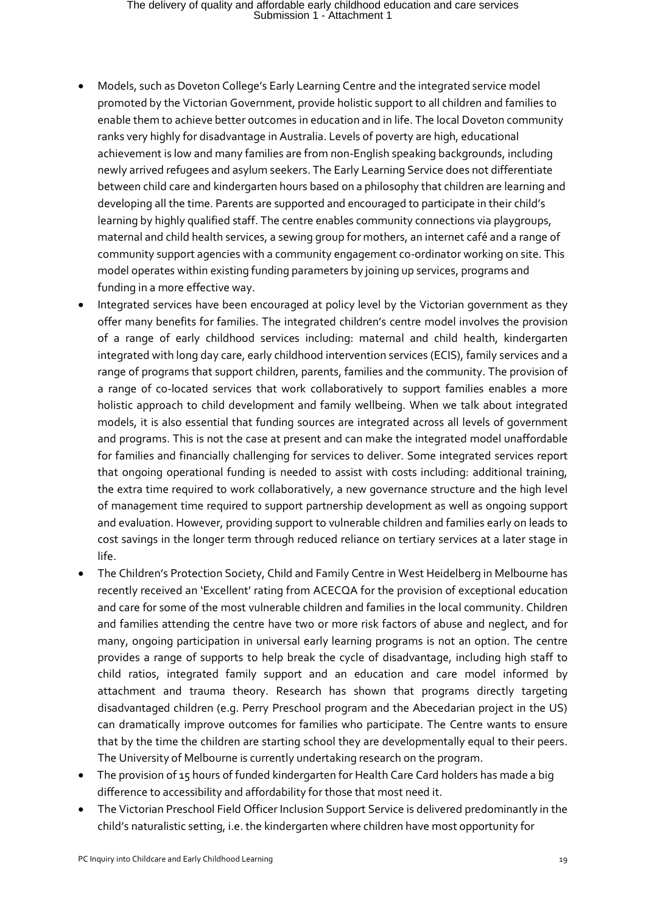- Models, such as Doveton College's Early Learning Centre and the integrated service model promoted by the Victorian Government, provide holistic support to all children and families to enable them to achieve better outcomes in education and in life. The local Doveton community ranks very highly for disadvantage in Australia. Levels of poverty are high, educational achievement is low and many families are from non-English speaking backgrounds, including newly arrived refugees and asylum seekers. The Early Learning Service does not differentiate between child care and kindergarten hours based on a philosophy that children are learning and developing all the time. Parents are supported and encouraged to participate in their child's learning by highly qualified staff. The centre enables community connections via playgroups, maternal and child health services, a sewing group for mothers, an internet café and a range of community support agencies with a community engagement co-ordinator working on site. This model operates within existing funding parameters by joining up services, programs and funding in a more effective way.
- Integrated services have been encouraged at policy level by the Victorian government as they offer many benefits for families. The integrated children's centre model involves the provision of a range of early childhood services including: maternal and child health, kindergarten integrated with long day care, early childhood intervention services (ECIS), family services and a range of programs that support children, parents, families and the community. The provision of a range of co-located services that work collaboratively to support families enables a more holistic approach to child development and family wellbeing. When we talk about integrated models, it is also essential that funding sources are integrated across all levels of government and programs. This is not the case at present and can make the integrated model unaffordable for families and financially challenging for services to deliver. Some integrated services report that ongoing operational funding is needed to assist with costs including: additional training, the extra time required to work collaboratively, a new governance structure and the high level of management time required to support partnership development as well as ongoing support and evaluation. However, providing support to vulnerable children and families early on leads to cost savings in the longer term through reduced reliance on tertiary services at a later stage in life.
- The Children's Protection Society, Child and Family Centre in West Heidelberg in Melbourne has recently received an 'Excellent' rating from ACECQA for the provision of exceptional education and care for some of the most vulnerable children and families in the local community. Children and families attending the centre have two or more risk factors of abuse and neglect, and for many, ongoing participation in universal early learning programs is not an option. The centre provides a range of supports to help break the cycle of disadvantage, including high staff to child ratios, integrated family support and an education and care model informed by attachment and trauma theory. Research has shown that programs directly targeting disadvantaged children (e.g. Perry Preschool program and the Abecedarian project in the US) can dramatically improve outcomes for families who participate. The Centre wants to ensure that by the time the children are starting school they are developmentally equal to their peers. The University of Melbourne is currently undertaking research on the program.
- The provision of 15 hours of funded kindergarten for Health Care Card holders has made a big difference to accessibility and affordability for those that most need it.
- The Victorian Preschool Field Officer Inclusion Support Service is delivered predominantly in the child's naturalistic setting, i.e. the kindergarten where children have most opportunity for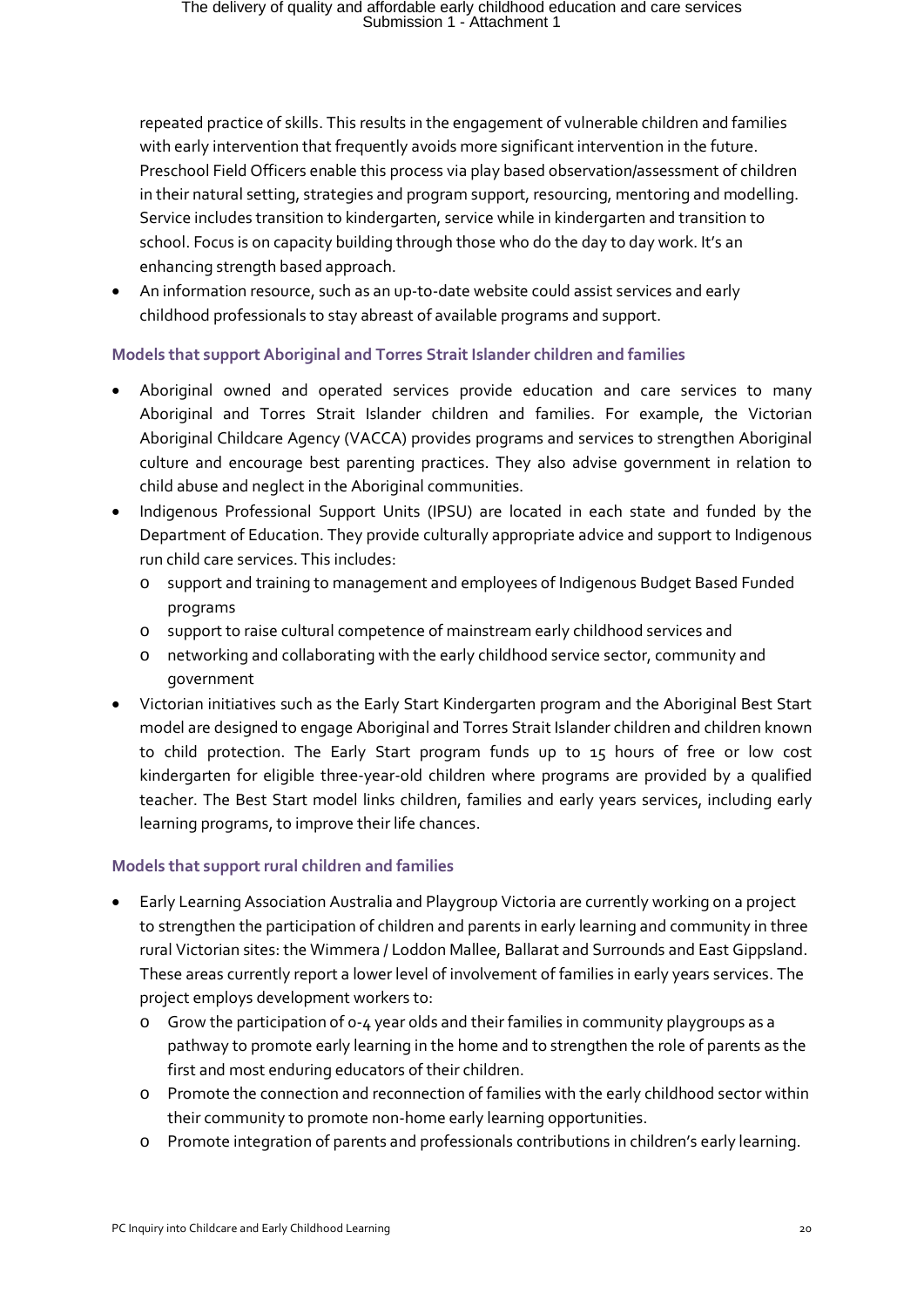repeated practice of skills. This results in the engagement of vulnerable children and families with early intervention that frequently avoids more significant intervention in the future. Preschool Field Officers enable this process via play based observation/assessment of children in their natural setting, strategies and program support, resourcing, mentoring and modelling. Service includes transition to kindergarten, service while in kindergarten and transition to school. Focus is on capacity building through those who do the day to day work. It's an enhancing strength based approach.

- An information resource, such as an up-to-date website could assist services and early childhood professionals to stay abreast of available programs and support.

### Models that support Aboriginal and Torres Strait Islander children and families

- Aboriginal owned and operated services provide education and care services to many Aboriginal and Torres Strait Islander children and families. For example, the Victorian Aboriginal Childcare Agency (VACCA) provides programs and services to strengthen Aboriginal culture and encourage best parenting practices. They also advise government in relation to child abuse and neglect in the Aboriginal communities.
- Indigenous Professional Support Units (IPSU) are located in each state and funded by the Department of Education. They provide culturally appropriate advice and support to Indigenous run child care services. This includes:
  - support and training to management and employees of Indigenous Budget Based Funded programs
  - support to raise cultural competence of mainstream early childhood services and
  - networking and collaborating with the early childhood service sector, community and government
- Victorian initiatives such as the Early Start Kindergarten program and the Aboriginal Best Start model are designed to engage Aboriginal and Torres Strait Islander children and children known to child protection. The Early Start program funds up to 15 hours of free or low cost kindergarten for eligible three-year-old children where programs are provided by a qualified teacher. The Best Start model links children, families and early years services, including early learning programs, to improve their life chances.

### Models that support rural children and families

- Early Learning Association Australia and Playgroup Victoria are currently working on a project to strengthen the participation of children and parents in early learning and community in three rural Victorian sites: the Wimmera / Loddon Mallee, Ballarat and Surrounds and East Gippsland. These areas currently report a lower level of involvement of families in early years services. The project employs development workers to:
  - Grow the participation of 0-4 year olds and their families in community playgroups as a pathway to promote early learning in the home and to strengthen the role of parents as the first and most enduring educators of their children.
  - Promote the connection and reconnection of families with the early childhood sector within their community to promote non-home early learning opportunities.
  - Promote integration of parents and professionals contributions in children's early learning.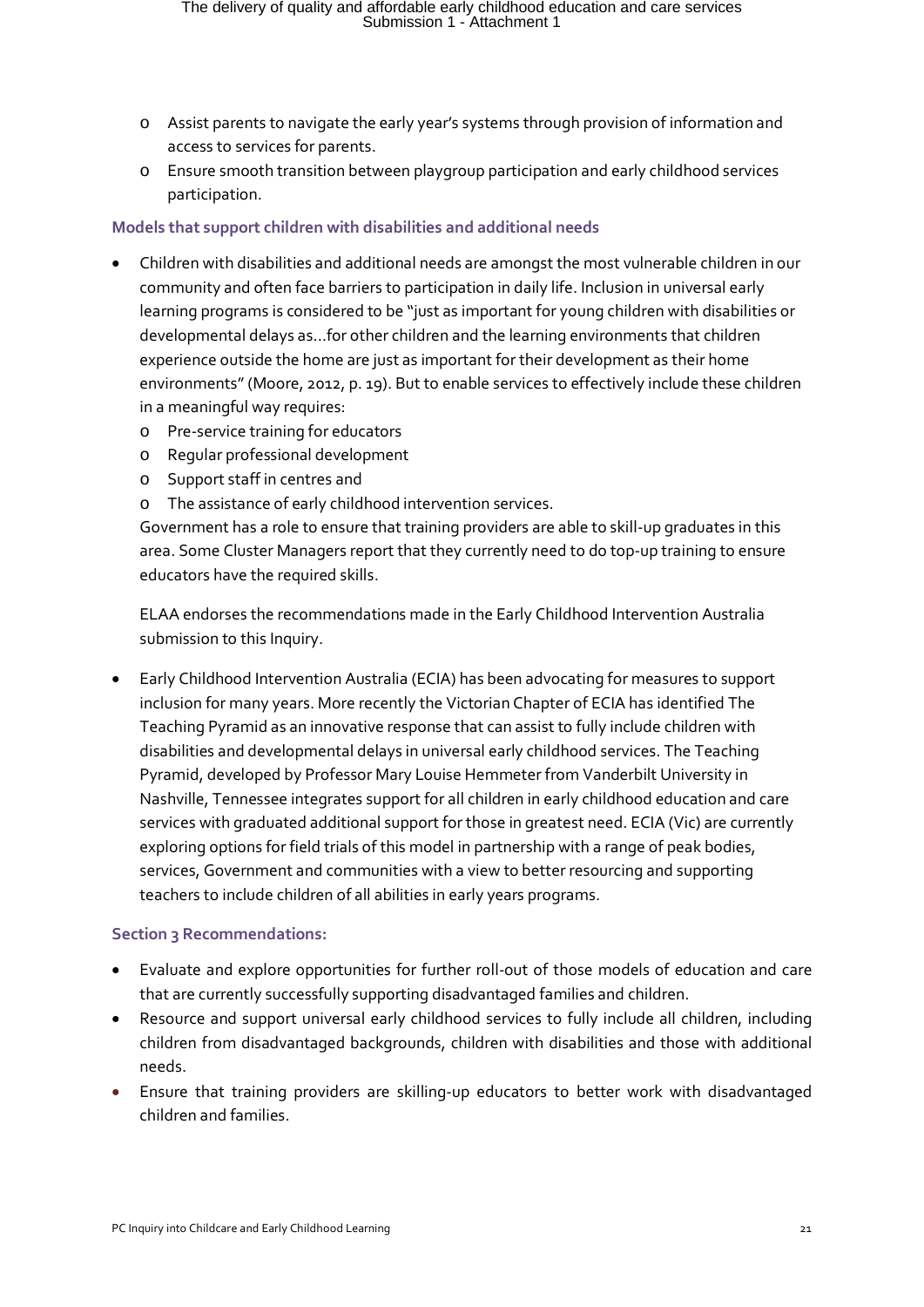- Assist parents to navigate the early year's systems through provision of information and access to services for parents.
- Ensure smooth transition between playgroup participation and early childhood services participation.

### Models that support children with disabilities and additional needs

- Children with disabilities and additional needs are amongst the most vulnerable children in our community and often face barriers to participation in daily life. Inclusion in universal early learning programs is considered to be "just as important for young children with disabilities or developmental delays as…for other children and the learning environments that children experience outside the home are just as important for their development as their home environments" (Moore, 2012, p. 19). But to enable services to effectively include these children in a meaningful way requires:
  - Pre-service training for educators
  - Regular professional development
  - Support staff in centres and
  - The assistance of early childhood intervention services.

  Government has a role to ensure that training providers are able to skill-up graduates in this area. Some Cluster Managers report that they currently need to do top-up training to ensure educators have the required skills.

  ELAA endorses the recommendations made in the Early Childhood Intervention Australia submission to this Inquiry.

- Early Childhood Intervention Australia (ECIA) has been advocating for measures to support inclusion for many years. More recently the Victorian Chapter of ECIA has identified The Teaching Pyramid as an innovative response that can assist to fully include children with disabilities and developmental delays in universal early childhood services. The Teaching Pyramid, developed by Professor Mary Louise Hemmeter from Vanderbilt University in Nashville, Tennessee integrates support for all children in early childhood education and care services with graduated additional support for those in greatest need. ECIA (Vic) are currently exploring options for field trials of this model in partnership with a range of peak bodies, services, Government and communities with a view to better resourcing and supporting teachers to include children of all abilities in early years programs.

### Section 3 Recommendations:

- Evaluate and explore opportunities for further roll-out of those models of education and care that are currently successfully supporting disadvantaged families and children.
- Resource and support universal early childhood services to fully include all children, including children from disadvantaged backgrounds, children with disabilities and those with additional needs.
- Ensure that training providers are skilling-up educators to better work with disadvantaged children and families.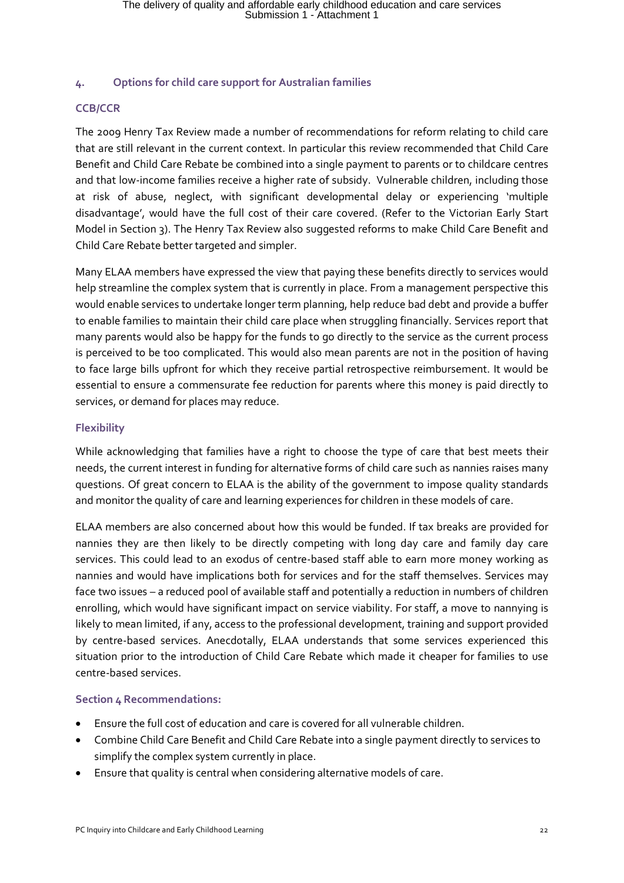## 4. Options for child care support for Australian families

### CCB/CCR

The 2009 Henry Tax Review made a number of recommendations for reform relating to child care that are still relevant in the current context. In particular this review recommended that Child Care Benefit and Child Care Rebate be combined into a single payment to parents or to childcare centres and that low-income families receive a higher rate of subsidy. Vulnerable children, including those at risk of abuse, neglect, with significant developmental delay or experiencing 'multiple disadvantage', would have the full cost of their care covered. (Refer to the Victorian Early Start Model in Section 3). The Henry Tax Review also suggested reforms to make Child Care Benefit and Child Care Rebate better targeted and simpler.

Many ELAA members have expressed the view that paying these benefits directly to services would help streamline the complex system that is currently in place. From a management perspective this would enable services to undertake longer term planning, help reduce bad debt and provide a buffer to enable families to maintain their child care place when struggling financially. Services report that many parents would also be happy for the funds to go directly to the service as the current process is perceived to be too complicated. This would also mean parents are not in the position of having to face large bills upfront for which they receive partial retrospective reimbursement. It would be essential to ensure a commensurate fee reduction for parents where this money is paid directly to services, or demand for places may reduce.

### Flexibility

While acknowledging that families have a right to choose the type of care that best meets their needs, the current interest in funding for alternative forms of child care such as nannies raises many questions. Of great concern to ELAA is the ability of the government to impose quality standards and monitor the quality of care and learning experiences for children in these models of care.

ELAA members are also concerned about how this would be funded. If tax breaks are provided for nannies they are then likely to be directly competing with long day care and family day care services. This could lead to an exodus of centre-based staff able to earn more money working as nannies and would have implications both for services and for the staff themselves. Services may face two issues – a reduced pool of available staff and potentially a reduction in numbers of children enrolling, which would have significant impact on service viability. For staff, a move to nannying is likely to mean limited, if any, access to the professional development, training and support provided by centre-based services. Anecdotally, ELAA understands that some services experienced this situation prior to the introduction of Child Care Rebate which made it cheaper for families to use centre-based services.

### Section 4 Recommendations:

- Ensure the full cost of education and care is covered for all vulnerable children.
- Combine Child Care Benefit and Child Care Rebate into a single payment directly to services to simplify the complex system currently in place.
- Ensure that quality is central when considering alternative models of care.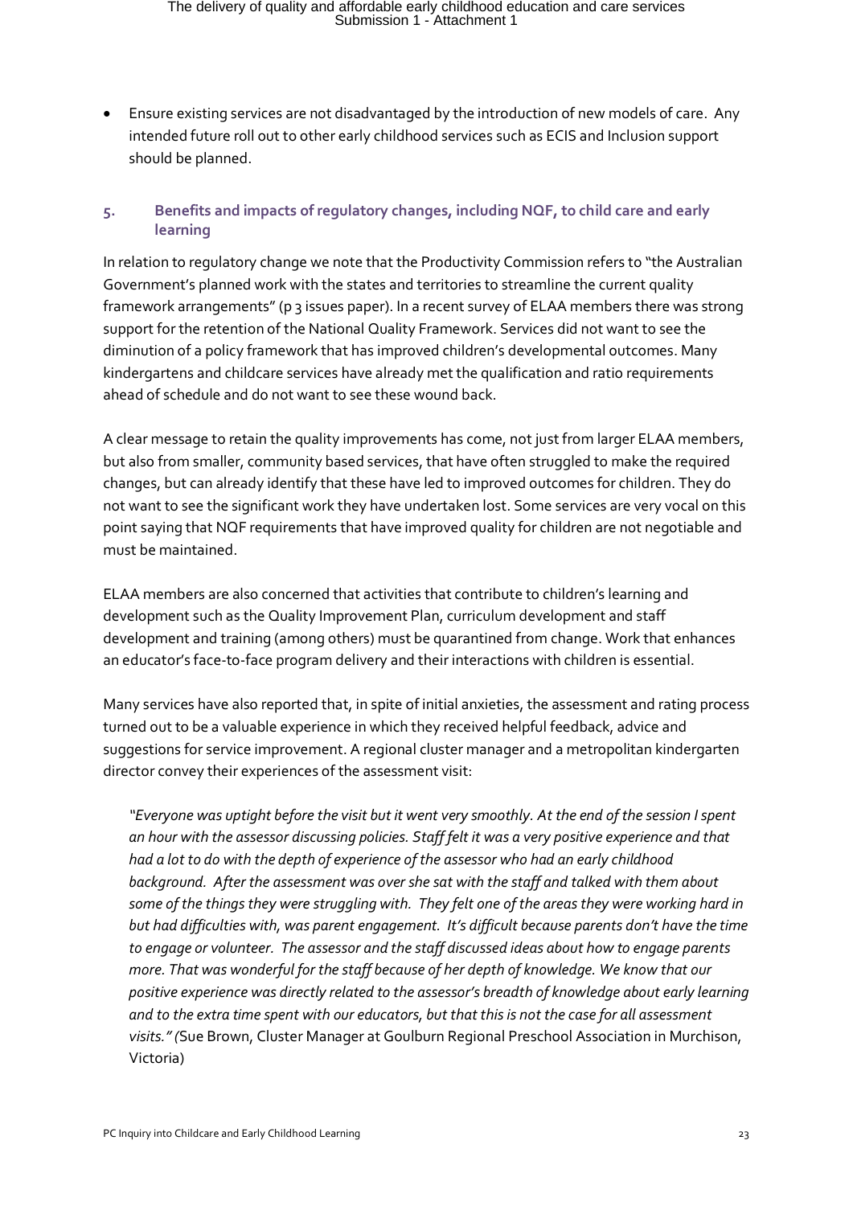- Ensure existing services are not disadvantaged by the introduction of new models of care. Any intended future roll out to other early childhood services such as ECIS and Inclusion support should be planned.

## 5. Benefits and impacts of regulatory changes, including NQF, to child care and early learning

In relation to regulatory change we note that the Productivity Commission refers to "the Australian Government's planned work with the states and territories to streamline the current quality framework arrangements" (p 3 issues paper). In a recent survey of ELAA members there was strong support for the retention of the National Quality Framework. Services did not want to see the diminution of a policy framework that has improved children's developmental outcomes. Many kindergartens and childcare services have already met the qualification and ratio requirements ahead of schedule and do not want to see these wound back.

A clear message to retain the quality improvements has come, not just from larger ELAA members, but also from smaller, community based services, that have often struggled to make the required changes, but can already identify that these have led to improved outcomes for children. They do not want to see the significant work they have undertaken lost. Some services are very vocal on this point saying that NQF requirements that have improved quality for children are not negotiable and must be maintained.

ELAA members are also concerned that activities that contribute to children's learning and development such as the Quality Improvement Plan, curriculum development and staff development and training (among others) must be quarantined from change. Work that enhances an educator's face-to-face program delivery and their interactions with children is essential.

Many services have also reported that, in spite of initial anxieties, the assessment and rating process turned out to be a valuable experience in which they received helpful feedback, advice and suggestions for service improvement. A regional cluster manager and a metropolitan kindergarten director convey their experiences of the assessment visit:

> *"Everyone was uptight before the visit but it went very smoothly. At the end of the session I spent an hour with the assessor discussing policies. Staff felt it was a very positive experience and that had a lot to do with the depth of experience of the assessor who had an early childhood background. After the assessment was over she sat with the staff and talked with them about some of the things they were struggling with. They felt one of the areas they were working hard in but had difficulties with, was parent engagement. It's difficult because parents don't have the time to engage or volunteer. The assessor and the staff discussed ideas about how to engage parents more. That was wonderful for the staff because of her depth of knowledge. We know that our positive experience was directly related to the assessor's breadth of knowledge about early learning and to the extra time spent with our educators, but that this is not the case for all assessment visits." (*Sue Brown, Cluster Manager at Goulburn Regional Preschool Association in Murchison, Victoria)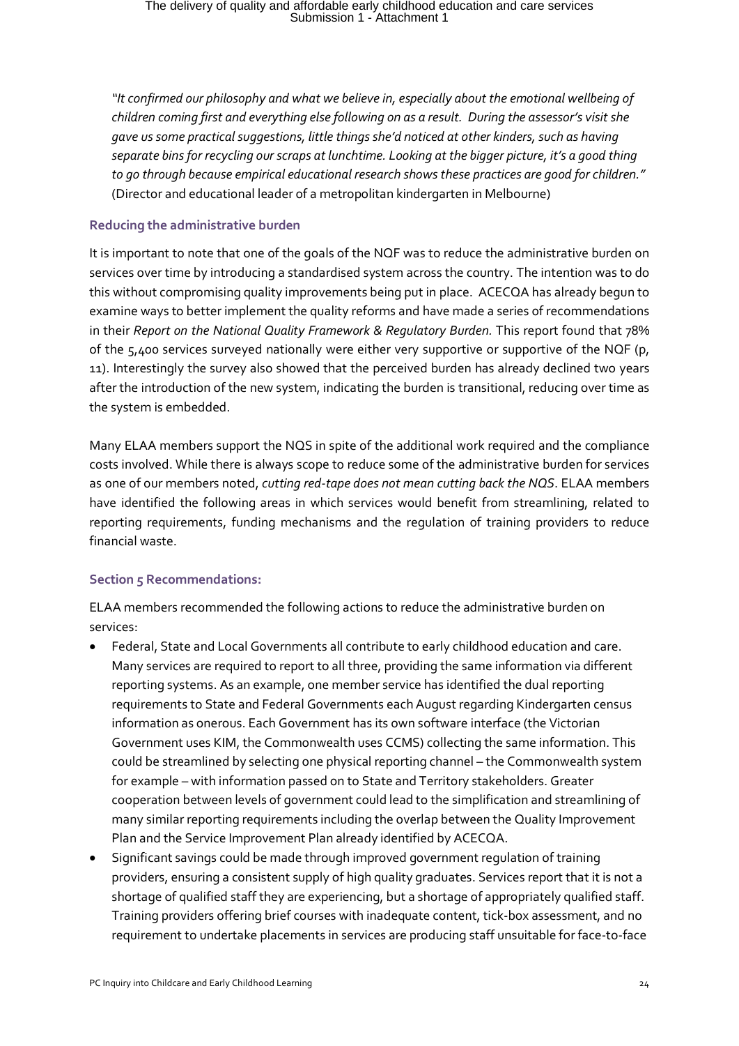*"It confirmed our philosophy and what we believe in, especially about the emotional wellbeing of children coming first and everything else following on as a result. During the assessor's visit she gave us some practical suggestions, little things she'd noticed at other kinders, such as having separate bins for recycling our scraps at lunchtime. Looking at the bigger picture, it's a good thing to go through because empirical educational research shows these practices are good for children."* (Director and educational leader of a metropolitan kindergarten in Melbourne)

### Reducing the administrative burden

It is important to note that one of the goals of the NQF was to reduce the administrative burden on services over time by introducing a standardised system across the country. The intention was to do this without compromising quality improvements being put in place. ACECQA has already begun to examine ways to better implement the quality reforms and have made a series of recommendations in their *Report on the National Quality Framework & Regulatory Burden.* This report found that 78% of the 5,400 services surveyed nationally were either very supportive or supportive of the NQF (p, 11). Interestingly the survey also showed that the perceived burden has already declined two years after the introduction of the new system, indicating the burden is transitional, reducing over time as the system is embedded.

Many ELAA members support the NQS in spite of the additional work required and the compliance costs involved. While there is always scope to reduce some of the administrative burden for services as one of our members noted, *cutting red-tape does not mean cutting back the NQS*. ELAA members have identified the following areas in which services would benefit from streamlining, related to reporting requirements, funding mechanisms and the regulation of training providers to reduce financial waste.

### Section 5 Recommendations:

ELAA members recommended the following actions to reduce the administrative burden on services:

- Federal, State and Local Governments all contribute to early childhood education and care. Many services are required to report to all three, providing the same information via different reporting systems. As an example, one member service has identified the dual reporting requirements to State and Federal Governments each August regarding Kindergarten census information as onerous. Each Government has its own software interface (the Victorian Government uses KIM, the Commonwealth uses CCMS) collecting the same information. This could be streamlined by selecting one physical reporting channel – the Commonwealth system for example – with information passed on to State and Territory stakeholders. Greater cooperation between levels of government could lead to the simplification and streamlining of many similar reporting requirements including the overlap between the Quality Improvement Plan and the Service Improvement Plan already identified by ACECQA.
- Significant savings could be made through improved government regulation of training providers, ensuring a consistent supply of high quality graduates. Services report that it is not a shortage of qualified staff they are experiencing, but a shortage of appropriately qualified staff. Training providers offering brief courses with inadequate content, tick-box assessment, and no requirement to undertake placements in services are producing staff unsuitable for face-to-face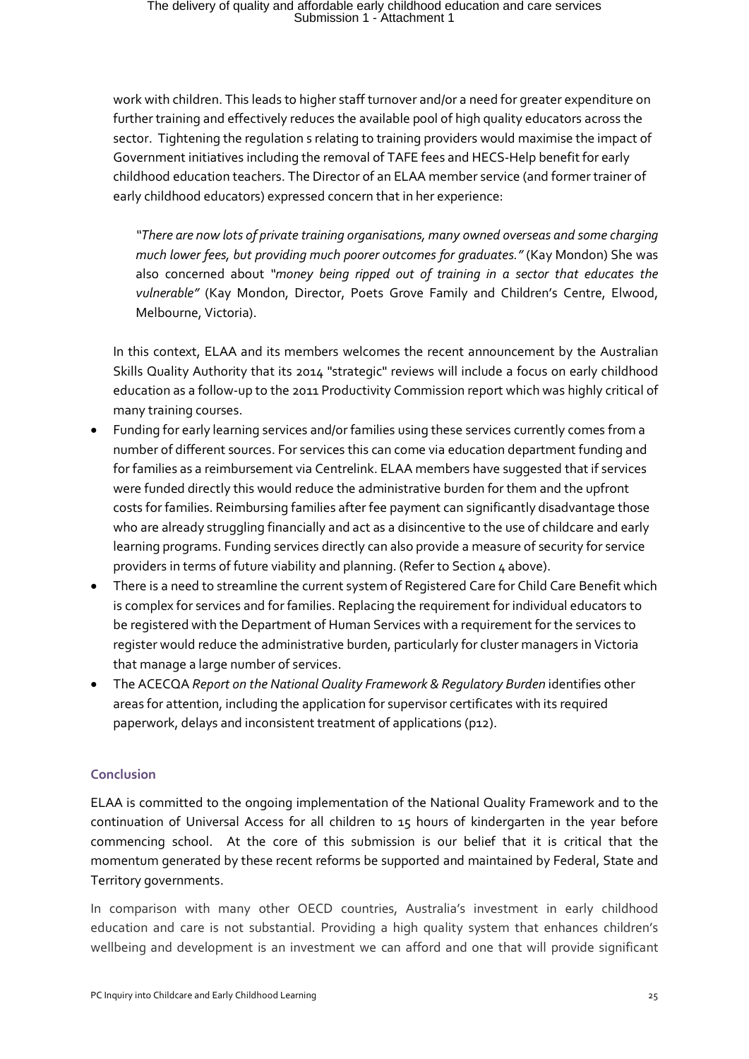work with children. This leads to higher staff turnover and/or a need for greater expenditure on further training and effectively reduces the available pool of high quality educators across the sector. Tightening the regulation s relating to training providers would maximise the impact of Government initiatives including the removal of TAFE fees and HECS-Help benefit for early childhood education teachers. The Director of an ELAA member service (and former trainer of early childhood educators) expressed concern that in her experience:

> *"There are now lots of private training organisations, many owned overseas and some charging much lower fees, but providing much poorer outcomes for graduates."* (Kay Mondon) She was also concerned about *"money being ripped out of training in a sector that educates the vulnerable"* (Kay Mondon, Director, Poets Grove Family and Children's Centre, Elwood, Melbourne, Victoria).

In this context, ELAA and its members welcomes the recent announcement by the Australian Skills Quality Authority that its 2014 "strategic" reviews will include a focus on early childhood education as a follow-up to the 2011 Productivity Commission report which was highly critical of many training courses.

- Funding for early learning services and/or families using these services currently comes from a number of different sources. For services this can come via education department funding and for families as a reimbursement via Centrelink. ELAA members have suggested that if services were funded directly this would reduce the administrative burden for them and the upfront costs for families. Reimbursing families after fee payment can significantly disadvantage those who are already struggling financially and act as a disincentive to the use of childcare and early learning programs. Funding services directly can also provide a measure of security for service providers in terms of future viability and planning. (Refer to Section 4 above).
- There is a need to streamline the current system of Registered Care for Child Care Benefit which is complex for services and for families. Replacing the requirement for individual educators to be registered with the Department of Human Services with a requirement for the services to register would reduce the administrative burden, particularly for cluster managers in Victoria that manage a large number of services.
- The ACECQA *Report on the National Quality Framework & Regulatory Burden* identifies other areas for attention, including the application for supervisor certificates with its required paperwork, delays and inconsistent treatment of applications (p12).

### Conclusion

ELAA is committed to the ongoing implementation of the National Quality Framework and to the continuation of Universal Access for all children to 15 hours of kindergarten in the year before commencing school. At the core of this submission is our belief that it is critical that the momentum generated by these recent reforms be supported and maintained by Federal, State and Territory governments.

In comparison with many other OECD countries, Australia's investment in early childhood education and care is not substantial. Providing a high quality system that enhances children's wellbeing and development is an investment we can afford and one that will provide significant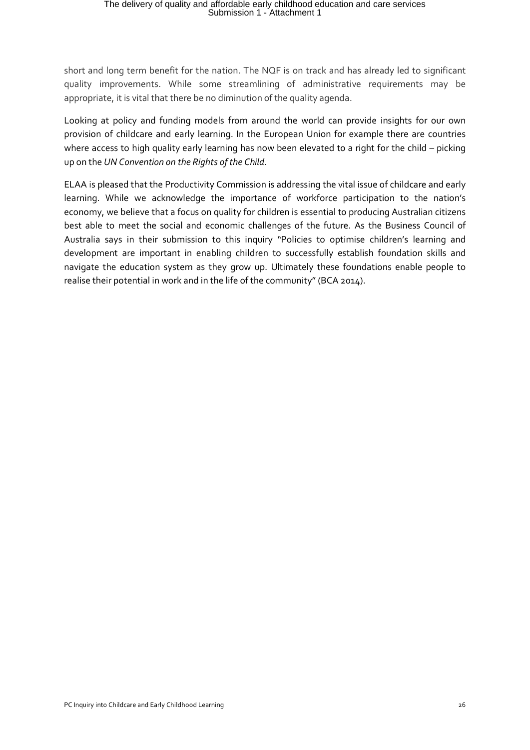short and long term benefit for the nation. The NQF is on track and has already led to significant quality improvements. While some streamlining of administrative requirements may be appropriate, it is vital that there be no diminution of the quality agenda.

Looking at policy and funding models from around the world can provide insights for our own provision of childcare and early learning. In the European Union for example there are countries where access to high quality early learning has now been elevated to a right for the child – picking up on the *UN Convention on the Rights of the Child*.

ELAA is pleased that the Productivity Commission is addressing the vital issue of childcare and early learning. While we acknowledge the importance of workforce participation to the nation's economy, we believe that a focus on quality for children is essential to producing Australian citizens best able to meet the social and economic challenges of the future. As the Business Council of Australia says in their submission to this inquiry "Policies to optimise children's learning and development are important in enabling children to successfully establish foundation skills and navigate the education system as they grow up. Ultimately these foundations enable people to realise their potential in work and in the life of the community" (BCA 2014).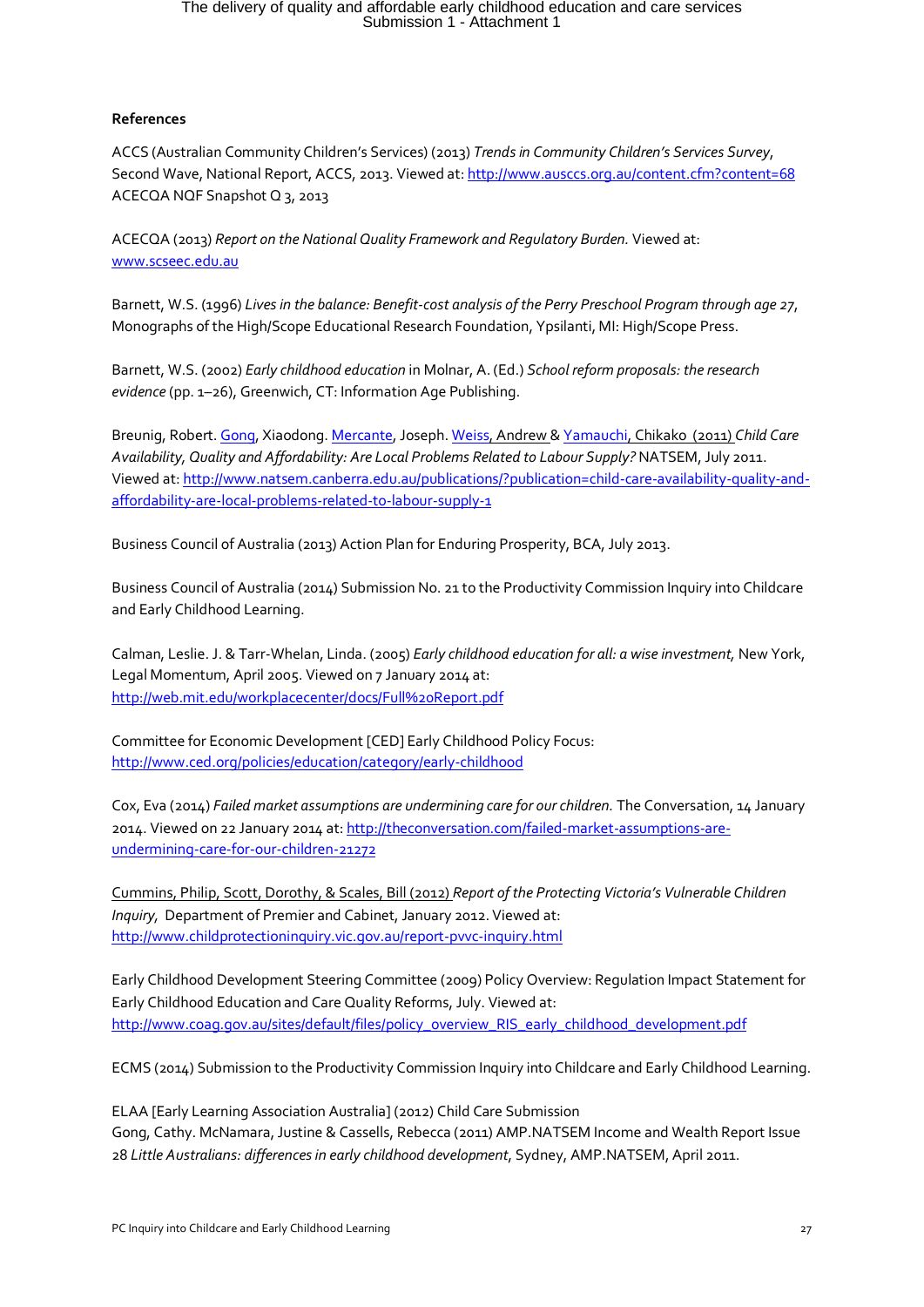**References**

ACCS (Australian Community Children's Services) (2013) *Trends in Community Children's Services Survey*, Second Wave, National Report, ACCS, 2013. Viewed at: http://www.ausccs.org.au/content.cfm?content=68
ACECQA NQF Snapshot Q 3, 2013

ACECQA (2013) *Report on the National Quality Framework and Regulatory Burden.* Viewed at: www.scseec.edu.au

Barnett, W.S. (1996) *Lives in the balance: Benefit-cost analysis of the Perry Preschool Program through age 27*, Monographs of the High/Scope Educational Research Foundation, Ypsilanti, MI: High/Scope Press.

Barnett, W.S. (2002) *Early childhood education* in Molnar, A. (Ed.) *School reform proposals: the research evidence* (pp. 1–26), Greenwich, CT: Information Age Publishing.

Breunig, Robert. Gong, Xiaodong. Mercante, Joseph. Weiss, Andrew & Yamauchi, Chikako (2011) *Child Care Availability, Quality and Affordability: Are Local Problems Related to Labour Supply?* NATSEM, July 2011. Viewed at: http://www.natsem.canberra.edu.au/publications/?publication=child-care-availability-quality-and-affordability-are-local-problems-related-to-labour-supply-1

Business Council of Australia (2013) Action Plan for Enduring Prosperity, BCA, July 2013.

Business Council of Australia (2014) Submission No. 21 to the Productivity Commission Inquiry into Childcare and Early Childhood Learning.

Calman, Leslie. J. & Tarr-Whelan, Linda. (2005) *Early childhood education for all: a wise investment*, New York, Legal Momentum, April 2005. Viewed on 7 January 2014 at: http://web.mit.edu/workplacecenter/docs/Full%20Report.pdf

Committee for Economic Development [CED] Early Childhood Policy Focus: http://www.ced.org/policies/education/category/early-childhood

Cox, Eva (2014) *Failed market assumptions are undermining care for our children.* The Conversation, 14 January 2014. Viewed on 22 January 2014 at: http://theconversation.com/failed-market-assumptions-are-undermining-care-for-our-children-21272

Cummins, Philip, Scott, Dorothy, & Scales, Bill (2012) *Report of the Protecting Victoria's Vulnerable Children Inquiry*, Department of Premier and Cabinet, January 2012. Viewed at: http://www.childprotectioninquiry.vic.gov.au/report-pvvc-inquiry.html

Early Childhood Development Steering Committee (2009) Policy Overview: Regulation Impact Statement for Early Childhood Education and Care Quality Reforms, July. Viewed at: http://www.coag.gov.au/sites/default/files/policy_overview_RIS_early_childhood_development.pdf

ECMS (2014) Submission to the Productivity Commission Inquiry into Childcare and Early Childhood Learning.

ELAA [Early Learning Association Australia] (2012) Child Care Submission
Gong, Cathy. McNamara, Justine & Cassells, Rebecca (2011) AMP.NATSEM Income and Wealth Report Issue 28 *Little Australians: differences in early childhood development*, Sydney, AMP.NATSEM, April 2011.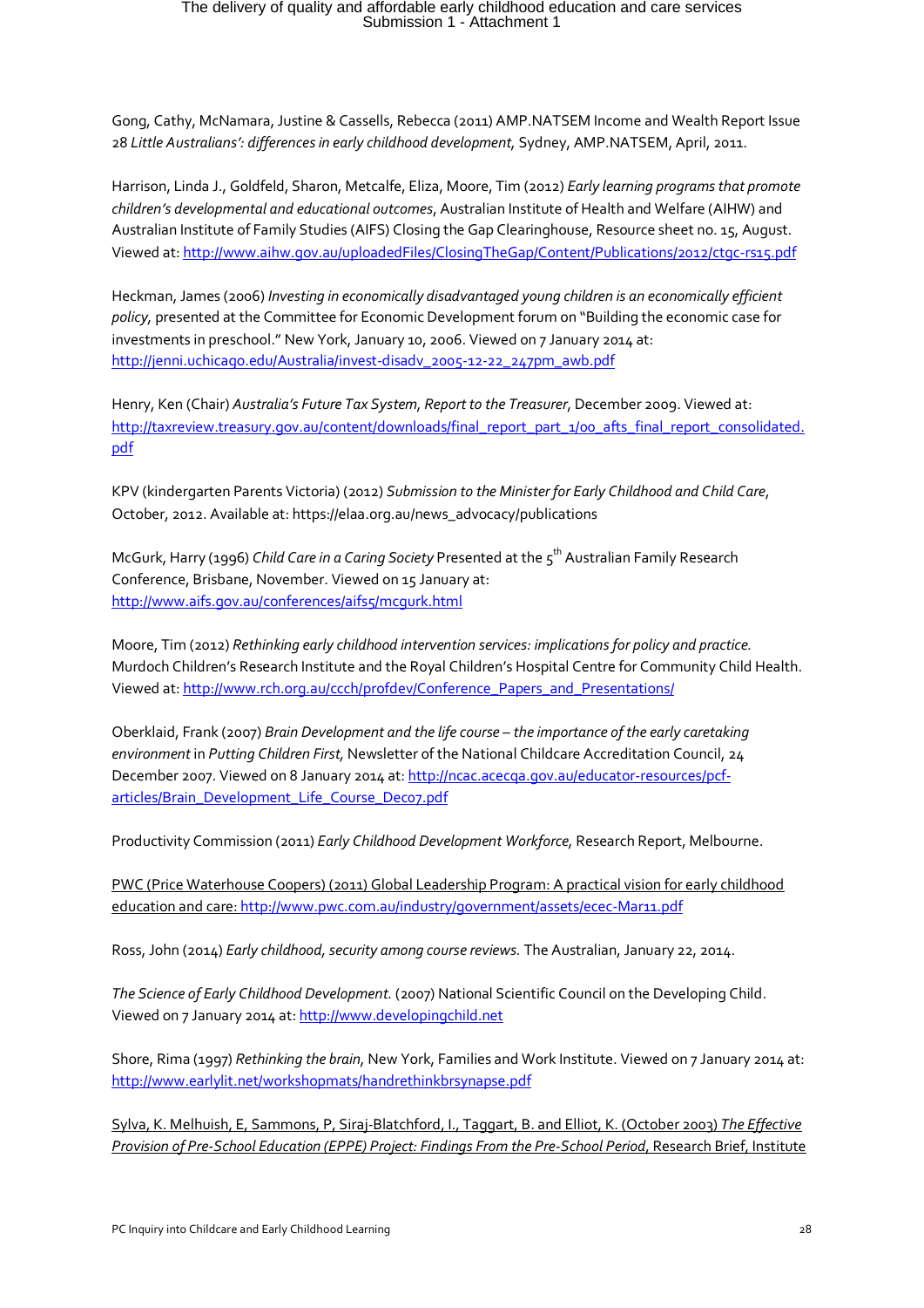Gong, Cathy, McNamara, Justine & Cassells, Rebecca (2011) AMP.NATSEM Income and Wealth Report Issue 28 *Little Australians': differences in early childhood development*, Sydney, AMP.NATSEM, April, 2011.

Harrison, Linda J., Goldfeld, Sharon, Metcalfe, Eliza, Moore, Tim (2012) *Early learning programs that promote children's developmental and educational outcomes*, Australian Institute of Health and Welfare (AIHW) and Australian Institute of Family Studies (AIFS) Closing the Gap Clearinghouse, Resource sheet no. 15, August. Viewed at: http://www.aihw.gov.au/uploadedFiles/ClosingTheGap/Content/Publications/2012/ctgc-rs15.pdf

Heckman, James (2006) *Investing in economically disadvantaged young children is an economically efficient policy*, presented at the Committee for Economic Development forum on "Building the economic case for investments in preschool." New York, January 10, 2006. Viewed on 7 January 2014 at: http://jenni.uchicago.edu/Australia/invest-disadv_2005-12-22_247pm_awb.pdf

Henry, Ken (Chair) *Australia's Future Tax System, Report to the Treasurer*, December 2009. Viewed at: http://taxreview.treasury.gov.au/content/downloads/final_report_part_1/00_afts_final_report_consolidated.pdf

KPV (kindergarten Parents Victoria) (2012) *Submission to the Minister for Early Childhood and Child Care*, October, 2012. Available at: https://elaa.org.au/news_advocacy/publications

McGurk, Harry (1996) *Child Care in a Caring Society* Presented at the 5th Australian Family Research Conference, Brisbane, November. Viewed on 15 January at: http://www.aifs.gov.au/conferences/aifs5/mcgurk.html

Moore, Tim (2012) *Rethinking early childhood intervention services: implications for policy and practice.* Murdoch Children's Research Institute and the Royal Children's Hospital Centre for Community Child Health. Viewed at: http://www.rch.org.au/ccch/profdev/Conference_Papers_and_Presentations/

Oberklaid, Frank (2007) *Brain Development and the life course – the importance of the early caretaking environment* in *Putting Children First*, Newsletter of the National Childcare Accreditation Council, 24 December 2007. Viewed on 8 January 2014 at: http://ncac.acecqa.gov.au/educator-resources/pcf-articles/Brain_Development_Life_Course_Dec07.pdf

Productivity Commission (2011) *Early Childhood Development Workforce*, Research Report, Melbourne.

PWC (Price Waterhouse Coopers) (2011) Global Leadership Program: A practical vision for early childhood education and care: http://www.pwc.com.au/industry/government/assets/ecec-Mar11.pdf

Ross, John (2014) *Early childhood, security among course reviews.* The Australian, January 22, 2014.

*The Science of Early Childhood Development.* (2007) National Scientific Council on the Developing Child. Viewed on 7 January 2014 at: http://www.developingchild.net

Shore, Rima (1997) *Rethinking the brain*, New York, Families and Work Institute. Viewed on 7 January 2014 at: http://www.earlylit.net/workshopmats/handrethinkbrsynapse.pdf

Sylva, K. Melhuish, E, Sammons, P, Siraj-Blatchford, I., Taggart, B. and Elliot, K. (October 2003) *The Effective Provision of Pre-School Education (EPPE) Project: Findings From the Pre-School Period*, Research Brief, Institute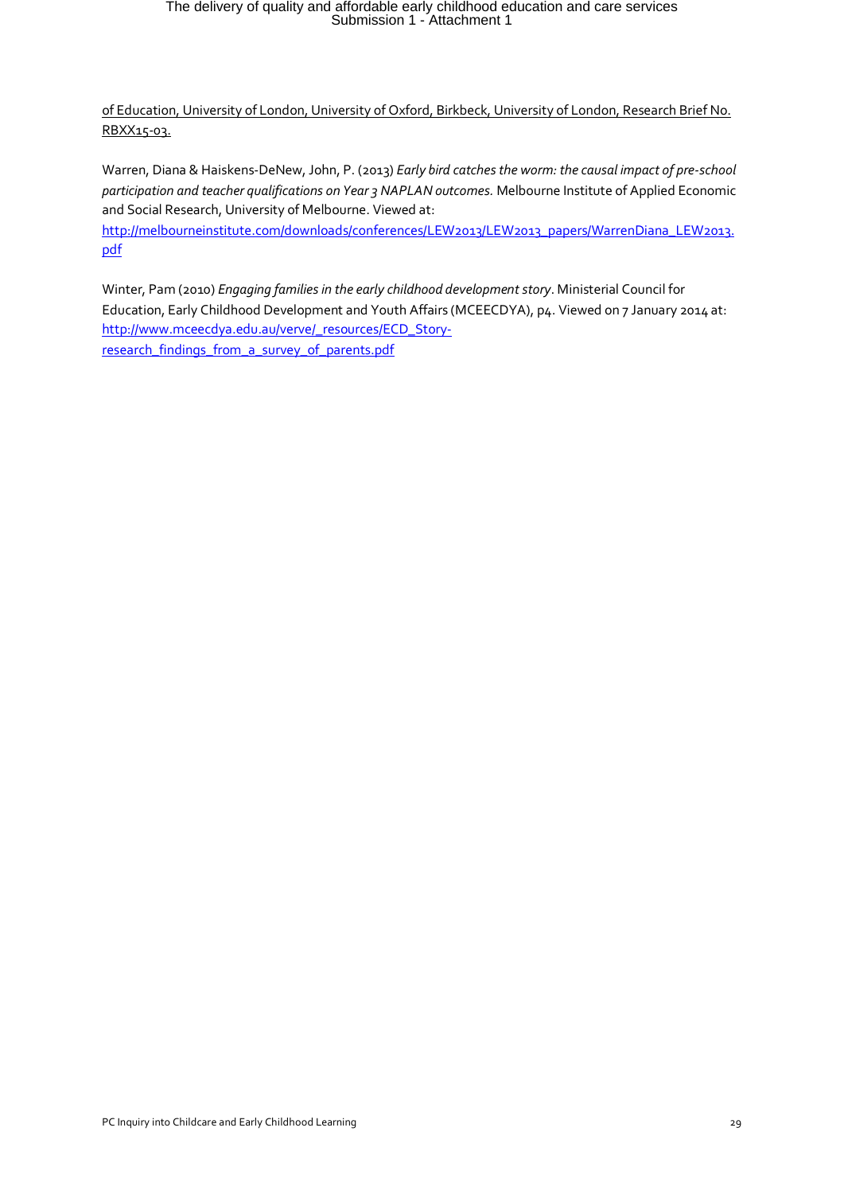of Education, University of London, University of Oxford, Birkbeck, University of London, Research Brief No. RBXX15-03.

Warren, Diana & Haiskens-DeNew, John, P. (2013) *Early bird catches the worm: the causal impact of pre-school participation and teacher qualifications on Year 3 NAPLAN outcomes.* Melbourne Institute of Applied Economic and Social Research, University of Melbourne. Viewed at: http://melbourneinstitute.com/downloads/conferences/LEW2013/LEW2013_papers/WarrenDiana_LEW2013.pdf

Winter, Pam (2010) *Engaging families in the early childhood development story*. Ministerial Council for Education, Early Childhood Development and Youth Affairs (MCEECDYA), p4. Viewed on 7 January 2014 at: http://www.mceecdya.edu.au/verve/_resources/ECD_Story-research_findings_from_a_survey_of_parents.pdf